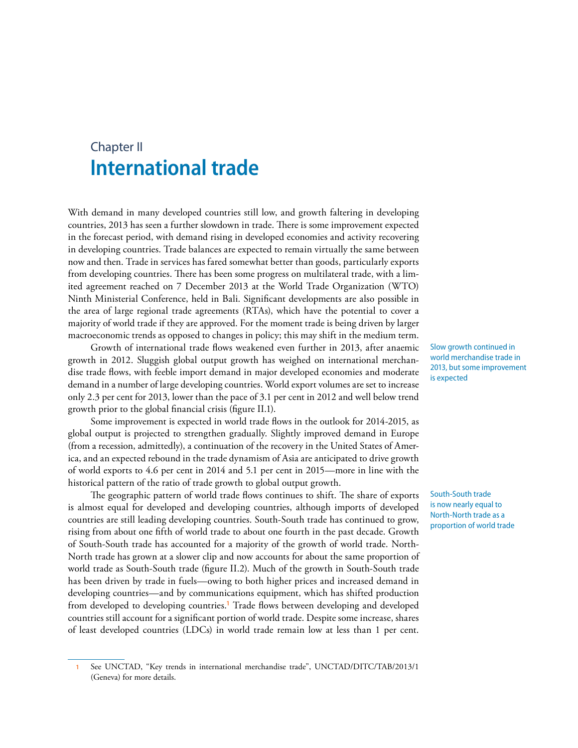# Chapter II
# International trade

With demand in many developed countries still low, and growth faltering in developing countries, 2013 has seen a further slowdown in trade. There is some improvement expected in the forecast period, with demand rising in developed economies and activity recovering in developing countries. Trade balances are expected to remain virtually the same between now and then. Trade in services has fared somewhat better than goods, particularly exports from developing countries. There has been some progress on multilateral trade, with a limited agreement reached on 7 December 2013 at the World Trade Organization (WTO) Ninth Ministerial Conference, held in Bali. Significant developments are also possible in the area of large regional trade agreements (RTAs), which have the potential to cover a majority of world trade if they are approved. For the moment trade is being driven by larger macroeconomic trends as opposed to changes in policy; this may shift in the medium term.

*Slow growth continued in world merchandise trade in 2013, but some improvement is expected*

Growth of international trade flows weakened even further in 2013, after anaemic growth in 2012. Sluggish global output growth has weighed on international merchandise trade flows, with feeble import demand in major developed economies and moderate demand in a number of large developing countries. World export volumes are set to increase only 2.3 per cent for 2013, lower than the pace of 3.1 per cent in 2012 and well below trend growth prior to the global financial crisis (figure II.1).

Some improvement is expected in world trade flows in the outlook for 2014-2015, as global output is projected to strengthen gradually. Slightly improved demand in Europe (from a recession, admittedly), a continuation of the recovery in the United States of America, and an expected rebound in the trade dynamism of Asia are anticipated to drive growth of world exports to 4.6 per cent in 2014 and 5.1 per cent in 2015—more in line with the historical pattern of the ratio of trade growth to global output growth.

*South-South trade is now nearly equal to North-North trade as a proportion of world trade*

The geographic pattern of world trade flows continues to shift. The share of exports is almost equal for developed and developing countries, although imports of developed countries are still leading developing countries. South-South trade has continued to grow, rising from about one fifth of world trade to about one fourth in the past decade. Growth of South-South trade has accounted for a majority of the growth of world trade. North-North trade has grown at a slower clip and now accounts for about the same proportion of world trade as South-South trade (figure II.2). Much of the growth in South-South trade has been driven by trade in fuels—owing to both higher prices and increased demand in developing countries—and by communications equipment, which has shifted production from developed to developing countries.[1] Trade flows between developing and developed countries still account for a significant portion of world trade. Despite some increase, shares of least developed countries (LDCs) in world trade remain low at less than 1 per cent.

---

1 See UNCTAD, "Key trends in international merchandise trade", UNCTAD/DITC/TAB/2013/1 (Geneva) for more details.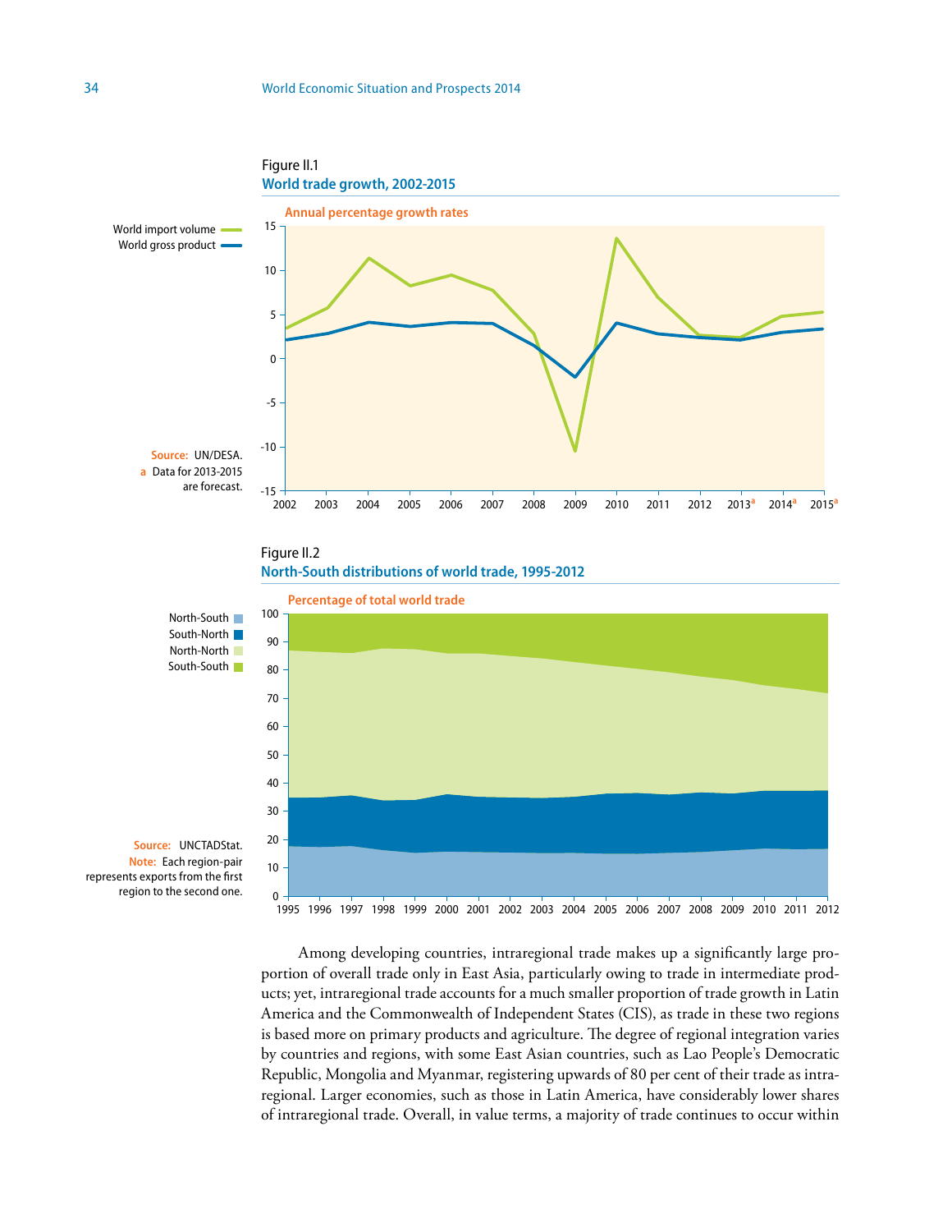Figure II.1
**World trade growth, 2002-2015**

Annual percentage growth rates

Source: UN/DESA.
a Data for 2013-2015 are forecast.

Figure II.2
**North-South distributions of world trade, 1995-2012**

Percentage of total world trade

Source: UNCTADStat.
Note: Each region-pair represents exports from the first region to the second one.

Among developing countries, intraregional trade makes up a significantly large proportion of overall trade only in East Asia, particularly owing to trade in intermediate products; yet, intraregional trade accounts for a much smaller proportion of trade growth in Latin America and the Commonwealth of Independent States (CIS), as trade in these two regions is based more on primary products and agriculture. The degree of regional integration varies by countries and regions, with some East Asian countries, such as Lao People's Democratic Republic, Mongolia and Myanmar, registering upwards of 80 per cent of their trade as intraregional. Larger economies, such as those in Latin America, have considerably lower shares of intraregional trade. Overall, in value terms, a majority of trade continues to occur within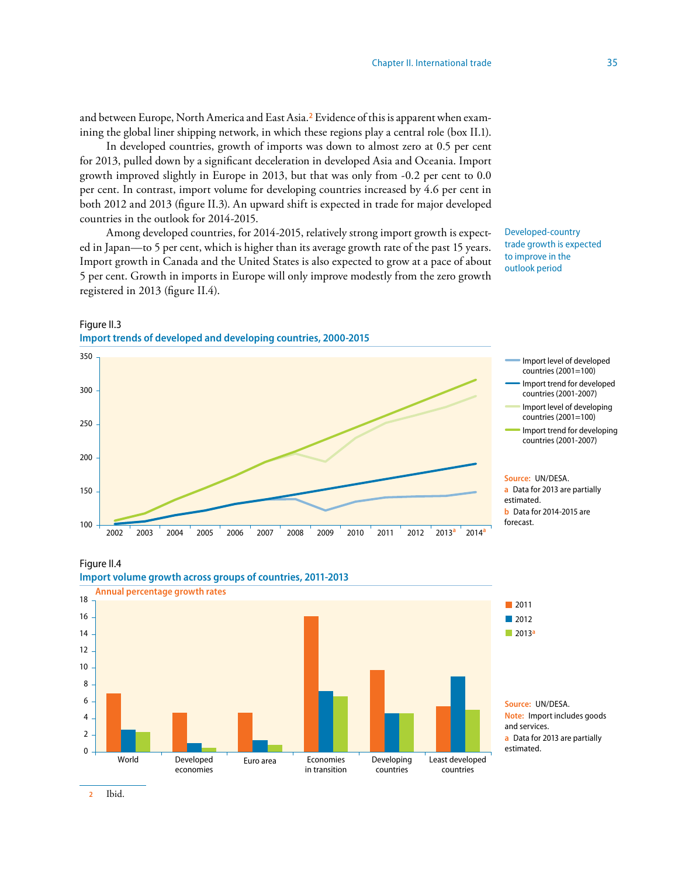and between Europe, North America and East Asia.[2] Evidence of this is apparent when examining the global liner shipping network, in which these regions play a central role (box II.1).

In developed countries, growth of imports was down to almost zero at 0.5 per cent for 2013, pulled down by a significant deceleration in developed Asia and Oceania. Import growth improved slightly in Europe in 2013, but that was only from -0.2 per cent to 0.0 per cent. In contrast, import volume for developing countries increased by 4.6 per cent in both 2012 and 2013 (figure II.3). An upward shift is expected in trade for major developed countries in the outlook for 2014-2015.

Developed-country trade growth is expected to improve in the outlook period

Among developed countries, for 2014-2015, relatively strong import growth is expected in Japan—to 5 per cent, which is higher than its average growth rate of the past 15 years. Import growth in Canada and the United States is also expected to grow at a pace of about 5 per cent. Growth in imports in Europe will only improve modestly from the zero growth registered in 2013 (figure II.4).

Figure II.3

**Import trends of developed and developing countries, 2000-2015**

Legend: Import level of developed countries (2001=100); Import trend for developed countries (2001-2007); Import level of developing countries (2001=100); Import trend for developing countries (2001-2007)

Source: UN/DESA.
a Data for 2013 are partially estimated.
b Data for 2014-2015 are forecast.

Figure II.4

**Import volume growth across groups of countries, 2011-2013**

Annual percentage growth rates

Legend: 2011; 2012; 2013[a]

Source: UN/DESA.
Note: Import includes goods and services.
a Data for 2013 are partially estimated.

2 Ibid.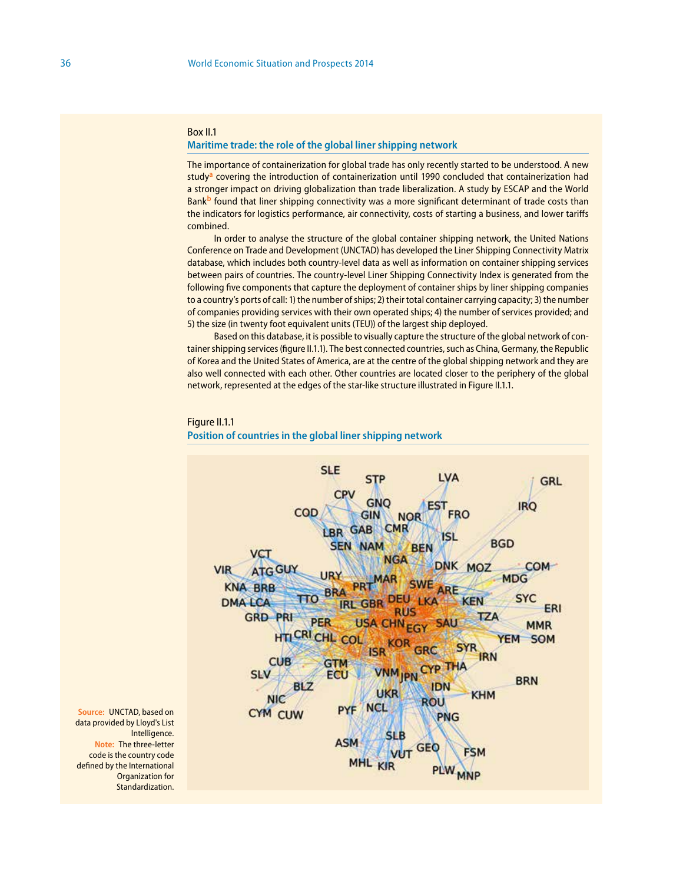Box II.1

### Maritime trade: the role of the global liner shipping network

The importance of containerization for global trade has only recently started to be understood. A new study[a] covering the introduction of containerization until 1990 concluded that containerization had a stronger impact on driving globalization than trade liberalization. A study by ESCAP and the World Bank[b] found that liner shipping connectivity was a more significant determinant of trade costs than the indicators for logistics performance, air connectivity, costs of starting a business, and lower tariffs combined.

In order to analyse the structure of the global container shipping network, the United Nations Conference on Trade and Development (UNCTAD) has developed the Liner Shipping Connectivity Matrix database, which includes both country-level data as well as information on container shipping services between pairs of countries. The country-level Liner Shipping Connectivity Index is generated from the following five components that capture the deployment of container ships by liner shipping companies to a country's ports of call: 1) the number of ships; 2) their total container carrying capacity; 3) the number of companies providing services with their own operated ships; 4) the number of services provided; and 5) the size (in twenty foot equivalent units (TEU)) of the largest ship deployed.

Based on this database, it is possible to visually capture the structure of the global network of container shipping services (figure II.1.1). The best connected countries, such as China, Germany, the Republic of Korea and the United States of America, are at the centre of the global shipping network and they are also well connected with each other. Other countries are located closer to the periphery of the global network, represented at the edges of the star-like structure illustrated in Figure II.1.1.

Figure II.1.1

**Position of countries in the global liner shipping network**

**Source:** UNCTAD, based on data provided by Lloyd's List Intelligence.

**Note:** The three-letter code is the country code defined by the International Organization for Standardization.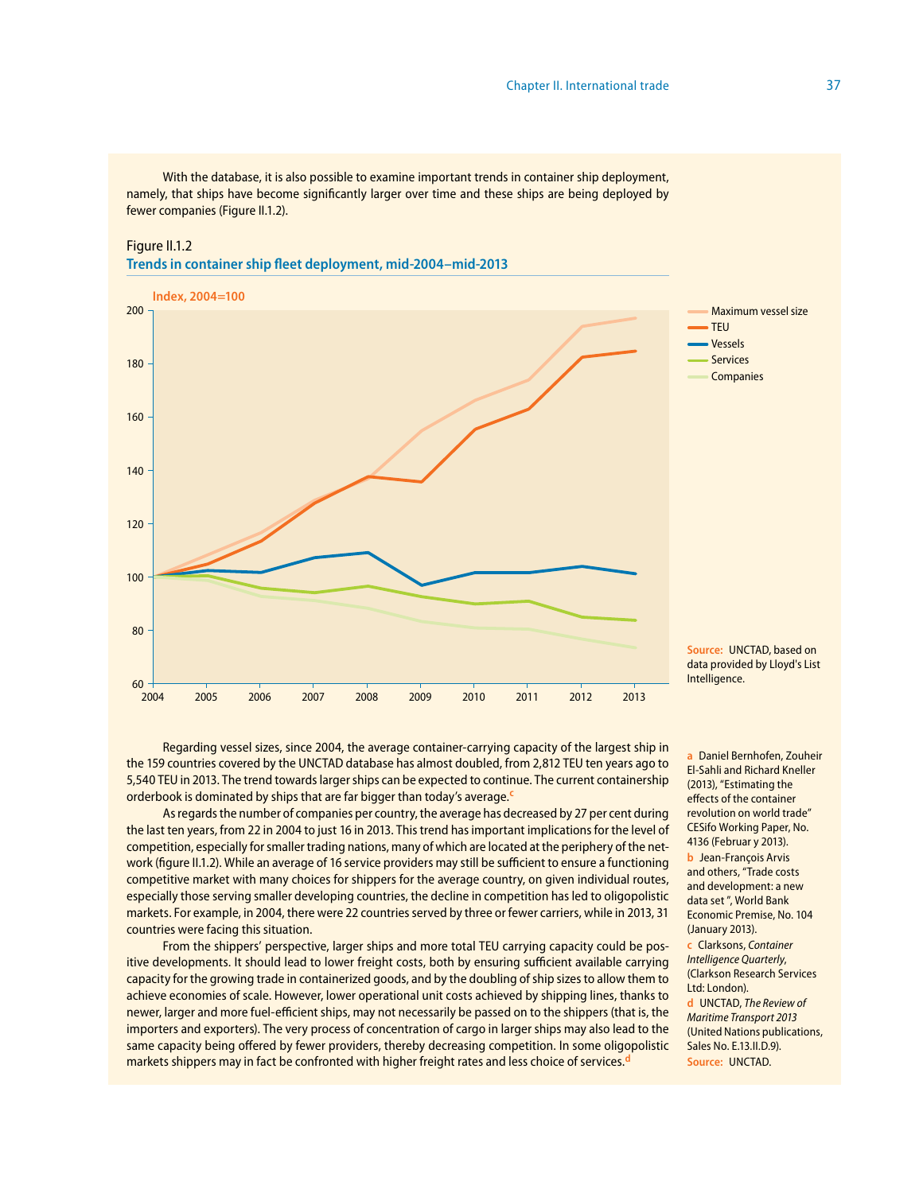With the database, it is also possible to examine important trends in container ship deployment, namely, that ships have become significantly larger over time and these ships are being deployed by fewer companies (Figure II.1.2).

Figure II.1.2
**Trends in container ship fleet deployment, mid-2004–mid-2013**

Index, 2004=100

Maximum vessel size
TEU
Vessels
Services
Companies

**Source:** UNCTAD, based on data provided by Lloyd's List Intelligence.

Regarding vessel sizes, since 2004, the average container-carrying capacity of the largest ship in the 159 countries covered by the UNCTAD database has almost doubled, from 2,812 TEU ten years ago to 5,540 TEU in 2013. The trend towards larger ships can be expected to continue. The current containership orderbook is dominated by ships that are far bigger than today's average.[c]

As regards the number of companies per country, the average has decreased by 27 per cent during the last ten years, from 22 in 2004 to just 16 in 2013. This trend has important implications for the level of competition, especially for smaller trading nations, many of which are located at the periphery of the network (figure II.1.2). While an average of 16 service providers may still be sufficient to ensure a functioning competitive market with many choices for shippers for the average country, on given individual routes, especially those serving smaller developing countries, the decline in competition has led to oligopolistic markets. For example, in 2004, there were 22 countries served by three or fewer carriers, while in 2013, 31 countries were facing this situation.

From the shippers' perspective, larger ships and more total TEU carrying capacity could be positive developments. It should lead to lower freight costs, both by ensuring sufficient available carrying capacity for the growing trade in containerized goods, and by the doubling of ship sizes to allow them to achieve economies of scale. However, lower operational unit costs achieved by shipping lines, thanks to newer, larger and more fuel-efficient ships, may not necessarily be passed on to the shippers (that is, the importers and exporters). The very process of concentration of cargo in larger ships may also lead to the same capacity being offered by fewer providers, thereby decreasing competition. In some oligopolistic markets shippers may in fact be confronted with higher freight rates and less choice of services.[d]

[a] Daniel Bernhofen, Zouheir El-Sahli and Richard Kneller (2013), "Estimating the effects of the container revolution on world trade" CESifo Working Paper, No. 4136 (Februar y 2013).

[b] Jean-François Arvis and others, "Trade costs and development: a new data set ", World Bank Economic Premise, No. 104 (January 2013).

[c] Clarksons, *Container Intelligence Quarterly*, (Clarkson Research Services Ltd: London).

[d] UNCTAD, *The Review of Maritime Transport 2013* (United Nations publications, Sales No. E.13.II.D.9).

**Source:** UNCTAD.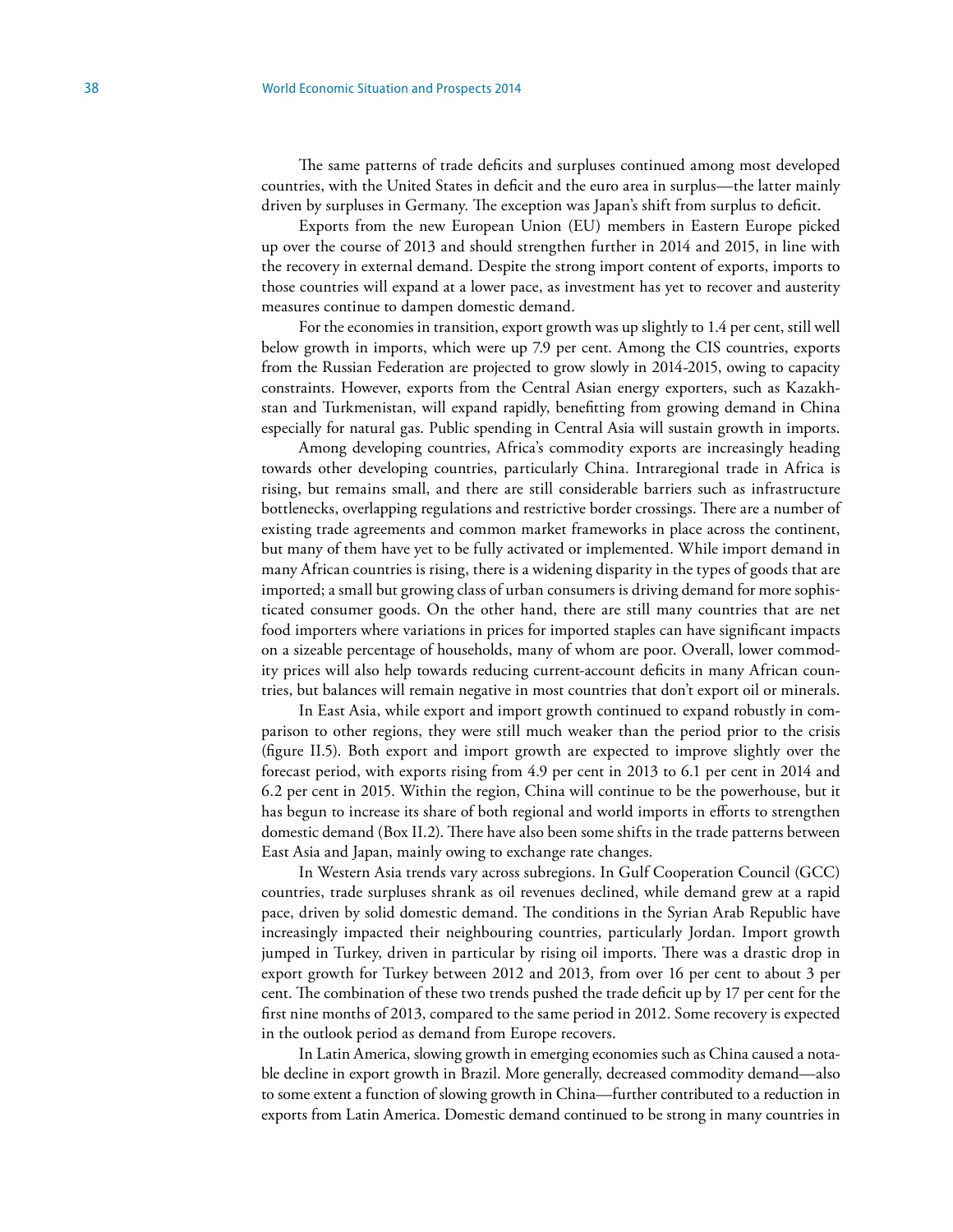The same patterns of trade deficits and surpluses continued among most developed countries, with the United States in deficit and the euro area in surplus—the latter mainly driven by surpluses in Germany. The exception was Japan's shift from surplus to deficit.

Exports from the new European Union (EU) members in Eastern Europe picked up over the course of 2013 and should strengthen further in 2014 and 2015, in line with the recovery in external demand. Despite the strong import content of exports, imports to those countries will expand at a lower pace, as investment has yet to recover and austerity measures continue to dampen domestic demand.

For the economies in transition, export growth was up slightly to 1.4 per cent, still well below growth in imports, which were up 7.9 per cent. Among the CIS countries, exports from the Russian Federation are projected to grow slowly in 2014-2015, owing to capacity constraints. However, exports from the Central Asian energy exporters, such as Kazakhstan and Turkmenistan, will expand rapidly, benefitting from growing demand in China especially for natural gas. Public spending in Central Asia will sustain growth in imports.

Among developing countries, Africa's commodity exports are increasingly heading towards other developing countries, particularly China. Intraregional trade in Africa is rising, but remains small, and there are still considerable barriers such as infrastructure bottlenecks, overlapping regulations and restrictive border crossings. There are a number of existing trade agreements and common market frameworks in place across the continent, but many of them have yet to be fully activated or implemented. While import demand in many African countries is rising, there is a widening disparity in the types of goods that are imported; a small but growing class of urban consumers is driving demand for more sophisticated consumer goods. On the other hand, there are still many countries that are net food importers where variations in prices for imported staples can have significant impacts on a sizeable percentage of households, many of whom are poor. Overall, lower commodity prices will also help towards reducing current-account deficits in many African countries, but balances will remain negative in most countries that don't export oil or minerals.

In East Asia, while export and import growth continued to expand robustly in comparison to other regions, they were still much weaker than the period prior to the crisis (figure II.5). Both export and import growth are expected to improve slightly over the forecast period, with exports rising from 4.9 per cent in 2013 to 6.1 per cent in 2014 and 6.2 per cent in 2015. Within the region, China will continue to be the powerhouse, but it has begun to increase its share of both regional and world imports in efforts to strengthen domestic demand (Box II.2). There have also been some shifts in the trade patterns between East Asia and Japan, mainly owing to exchange rate changes.

In Western Asia trends vary across subregions. In Gulf Cooperation Council (GCC) countries, trade surpluses shrank as oil revenues declined, while demand grew at a rapid pace, driven by solid domestic demand. The conditions in the Syrian Arab Republic have increasingly impacted their neighbouring countries, particularly Jordan. Import growth jumped in Turkey, driven in particular by rising oil imports. There was a drastic drop in export growth for Turkey between 2012 and 2013, from over 16 per cent to about 3 per cent. The combination of these two trends pushed the trade deficit up by 17 per cent for the first nine months of 2013, compared to the same period in 2012. Some recovery is expected in the outlook period as demand from Europe recovers.

In Latin America, slowing growth in emerging economies such as China caused a notable decline in export growth in Brazil. More generally, decreased commodity demand—also to some extent a function of slowing growth in China—further contributed to a reduction in exports from Latin America. Domestic demand continued to be strong in many countries in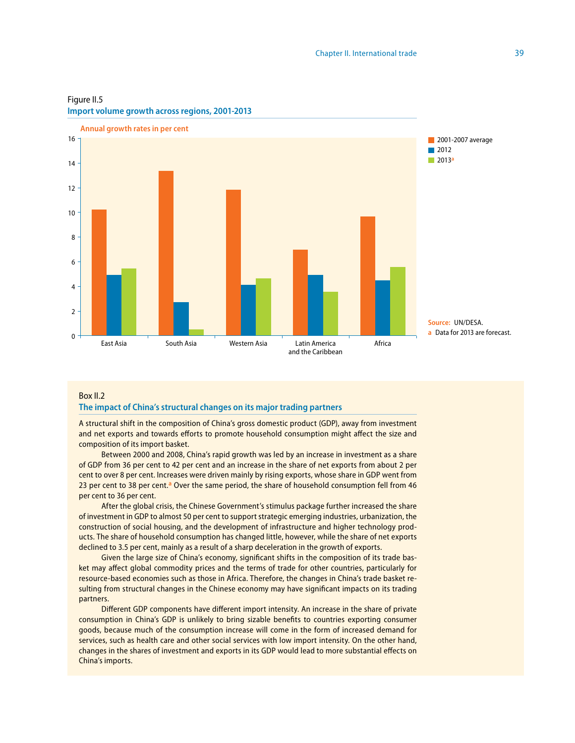Figure II.5

**Import volume growth across regions, 2001-2013**

Annual growth rates in per cent

Source: UN/DESA.

a Data for 2013 are forecast.

Box II.2

## The impact of China's structural changes on its major trading partners

A structural shift in the composition of China's gross domestic product (GDP), away from investment and net exports and towards efforts to promote household consumption might affect the size and composition of its import basket.

Between 2000 and 2008, China's rapid growth was led by an increase in investment as a share of GDP from 36 per cent to 42 per cent and an increase in the share of net exports from about 2 per cent to over 8 per cent. Increases were driven mainly by rising exports, whose share in GDP went from 23 per cent to 38 per cent.[a] Over the same period, the share of household consumption fell from 46 per cent to 36 per cent.

After the global crisis, the Chinese Government's stimulus package further increased the share of investment in GDP to almost 50 per cent to support strategic emerging industries, urbanization, the construction of social housing, and the development of infrastructure and higher technology products. The share of household consumption has changed little, however, while the share of net exports declined to 3.5 per cent, mainly as a result of a sharp deceleration in the growth of exports.

Given the large size of China's economy, significant shifts in the composition of its trade basket may affect global commodity prices and the terms of trade for other countries, particularly for resource-based economies such as those in Africa. Therefore, the changes in China's trade basket resulting from structural changes in the Chinese economy may have significant impacts on its trading partners.

Different GDP components have different import intensity. An increase in the share of private consumption in China's GDP is unlikely to bring sizable benefits to countries exporting consumer goods, because much of the consumption increase will come in the form of increased demand for services, such as health care and other social services with low import intensity. On the other hand, changes in the shares of investment and exports in its GDP would lead to more substantial effects on China's imports.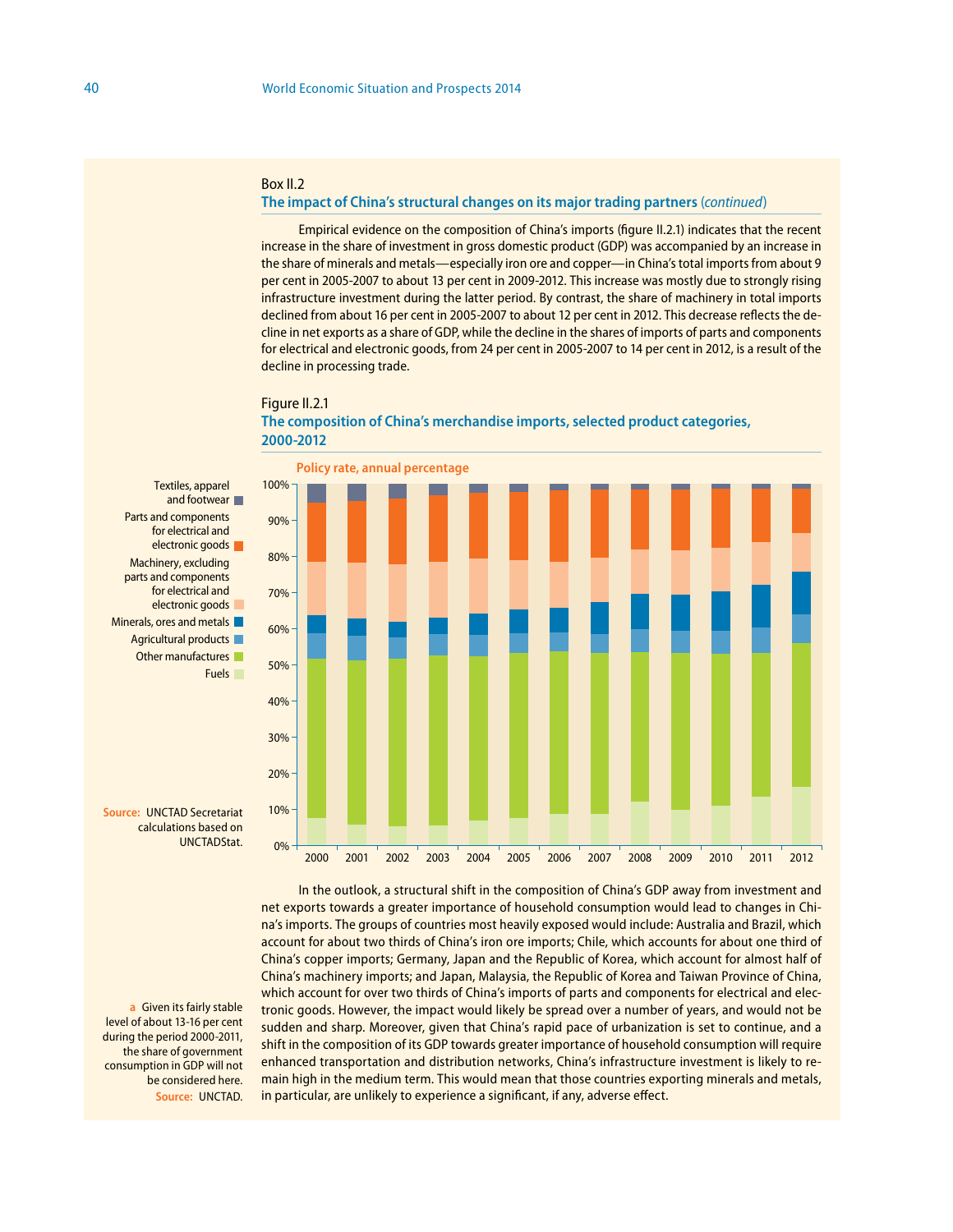Box II.2

## The impact of China's structural changes on its major trading partners (*continued*)

Empirical evidence on the composition of China's imports (figure II.2.1) indicates that the recent increase in the share of investment in gross domestic product (GDP) was accompanied by an increase in the share of minerals and metals—especially iron ore and copper—in China's total imports from about 9 per cent in 2005-2007 to about 13 per cent in 2009-2012. This increase was mostly due to strongly rising infrastructure investment during the latter period. By contrast, the share of machinery in total imports declined from about 16 per cent in 2005-2007 to about 12 per cent in 2012. This decrease reflects the decline in net exports as a share of GDP, while the decline in the shares of imports of parts and components for electrical and electronic goods, from 24 per cent in 2005-2007 to 14 per cent in 2012, is a result of the decline in processing trade.

Figure II.2.1

**The composition of China's merchandise imports, selected product categories, 2000-2012**

Policy rate, annual percentage

Legend: Textiles, apparel and footwear; Parts and components for electrical and electronic goods; Machinery, excluding parts and components for electrical and electronic goods; Minerals, ores and metals; Agricultural products; Other manufactures; Fuels

Source: UNCTAD Secretariat calculations based on UNCTADStat.

In the outlook, a structural shift in the composition of China's GDP away from investment and net exports towards a greater importance of household consumption would lead to changes in China's imports. The groups of countries most heavily exposed would include: Australia and Brazil, which account for about two thirds of China's iron ore imports; Chile, which accounts for about one third of China's copper imports; Germany, Japan and the Republic of Korea, which account for almost half of China's machinery imports; and Japan, Malaysia, the Republic of Korea and Taiwan Province of China, which account for over two thirds of China's imports of parts and components for electrical and electronic goods. However, the impact would likely be spread over a number of years, and would not be sudden and sharp. Moreover, given that China's rapid pace of urbanization is set to continue, and a shift in the composition of its GDP towards greater importance of household consumption will require enhanced transportation and distribution networks, China's infrastructure investment is likely to remain high in the medium term. This would mean that those countries exporting minerals and metals, in particular, are unlikely to experience a significant, if any, adverse effect.

[a] Given its fairly stable level of about 13-16 per cent during the period 2000-2011, the share of government consumption in GDP will not be considered here.

Source: UNCTAD.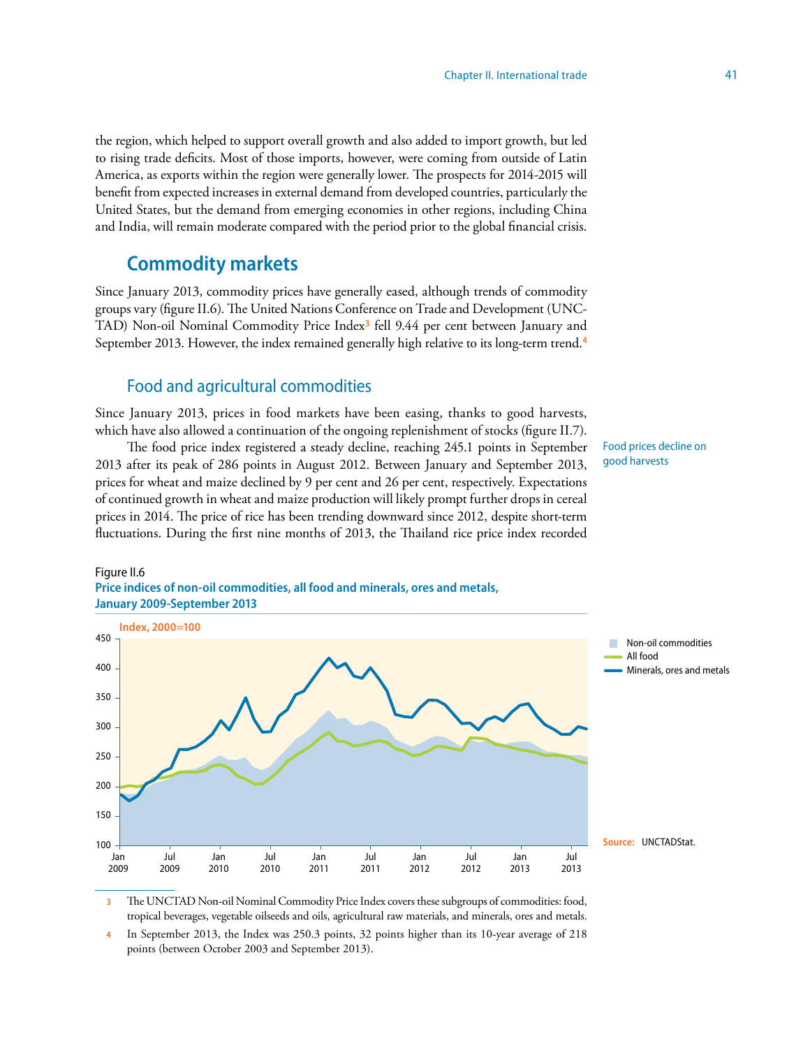the region, which helped to support overall growth and also added to import growth, but led to rising trade deficits. Most of those imports, however, were coming from outside of Latin America, as exports within the region were generally lower. The prospects for 2014-2015 will benefit from expected increases in external demand from developed countries, particularly the United States, but the demand from emerging economies in other regions, including China and India, will remain moderate compared with the period prior to the global financial crisis.

## Commodity markets

Since January 2013, commodity prices have generally eased, although trends of commodity groups vary (figure II.6). The United Nations Conference on Trade and Development (UNCTAD) Non-oil Nominal Commodity Price Index[3] fell 9.44 per cent between January and September 2013. However, the index remained generally high relative to its long-term trend.[4]

### Food and agricultural commodities

Since January 2013, prices in food markets have been easing, thanks to good harvests, which have also allowed a continuation of the ongoing replenishment of stocks (figure II.7).

Food prices decline on good harvests

The food price index registered a steady decline, reaching 245.1 points in September 2013 after its peak of 286 points in August 2012. Between January and September 2013, prices for wheat and maize declined by 9 per cent and 26 per cent, respectively. Expectations of continued growth in wheat and maize production will likely prompt further drops in cereal prices in 2014. The price of rice has been trending downward since 2012, despite short-term fluctuations. During the first nine months of 2013, the Thailand rice price index recorded

Figure II.6

**Price indices of non-oil commodities, all food and minerals, ores and metals, January 2009-September 2013**

Source: UNCTADStat.

[3] The UNCTAD Non-oil Nominal Commodity Price Index covers these subgroups of commodities: food, tropical beverages, vegetable oilseeds and oils, agricultural raw materials, and minerals, ores and metals.

[4] In September 2013, the Index was 250.3 points, 32 points higher than its 10-year average of 218 points (between October 2003 and September 2013).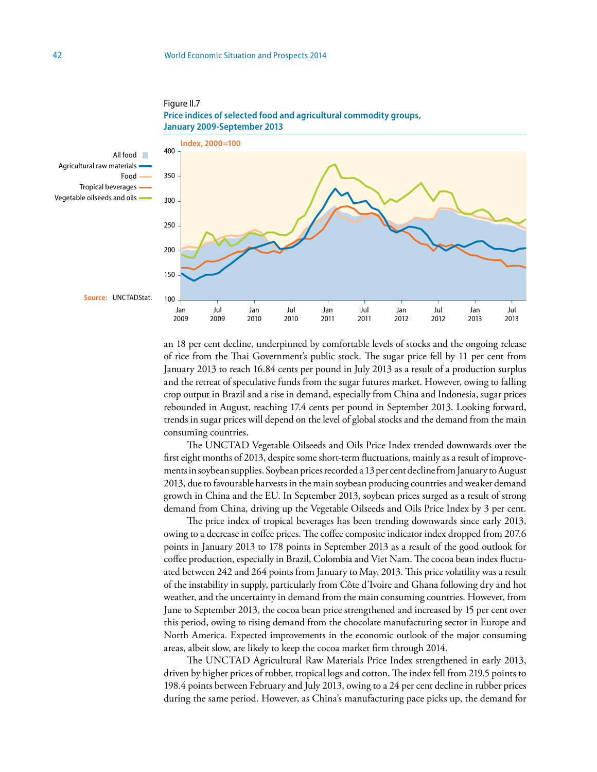Figure II.7

**Price indices of selected food and agricultural commodity groups, January 2009-September 2013**

Source: UNCTADStat.

an 18 per cent decline, underpinned by comfortable levels of stocks and the ongoing release of rice from the Thai Government's public stock. The sugar price fell by 11 per cent from January 2013 to reach 16.84 cents per pound in July 2013 as a result of a production surplus and the retreat of speculative funds from the sugar futures market. However, owing to falling crop output in Brazil and a rise in demand, especially from China and Indonesia, sugar prices rebounded in August, reaching 17.4 cents per pound in September 2013. Looking forward, trends in sugar prices will depend on the level of global stocks and the demand from the main consuming countries.

The UNCTAD Vegetable Oilseeds and Oils Price Index trended downwards over the first eight months of 2013, despite some short-term fluctuations, mainly as a result of improvements in soybean supplies. Soybean prices recorded a 13 per cent decline from January to August 2013, due to favourable harvests in the main soybean producing countries and weaker demand growth in China and the EU. In September 2013, soybean prices surged as a result of strong demand from China, driving up the Vegetable Oilseeds and Oils Price Index by 3 per cent.

The price index of tropical beverages has been trending downwards since early 2013, owing to a decrease in coffee prices. The coffee composite indicator index dropped from 207.6 points in January 2013 to 178 points in September 2013 as a result of the good outlook for coffee production, especially in Brazil, Colombia and Viet Nam. The cocoa bean index fluctuated between 242 and 264 points from January to May, 2013. This price volatility was a result of the instability in supply, particularly from Côte d'Ivoire and Ghana following dry and hot weather, and the uncertainty in demand from the main consuming countries. However, from June to September 2013, the cocoa bean price strengthened and increased by 15 per cent over this period, owing to rising demand from the chocolate manufacturing sector in Europe and North America. Expected improvements in the economic outlook of the major consuming areas, albeit slow, are likely to keep the cocoa market firm through 2014.

The UNCTAD Agricultural Raw Materials Price Index strengthened in early 2013, driven by higher prices of rubber, tropical logs and cotton. The index fell from 219.5 points to 198.4 points between February and July 2013, owing to a 24 per cent decline in rubber prices during the same period. However, as China's manufacturing pace picks up, the demand for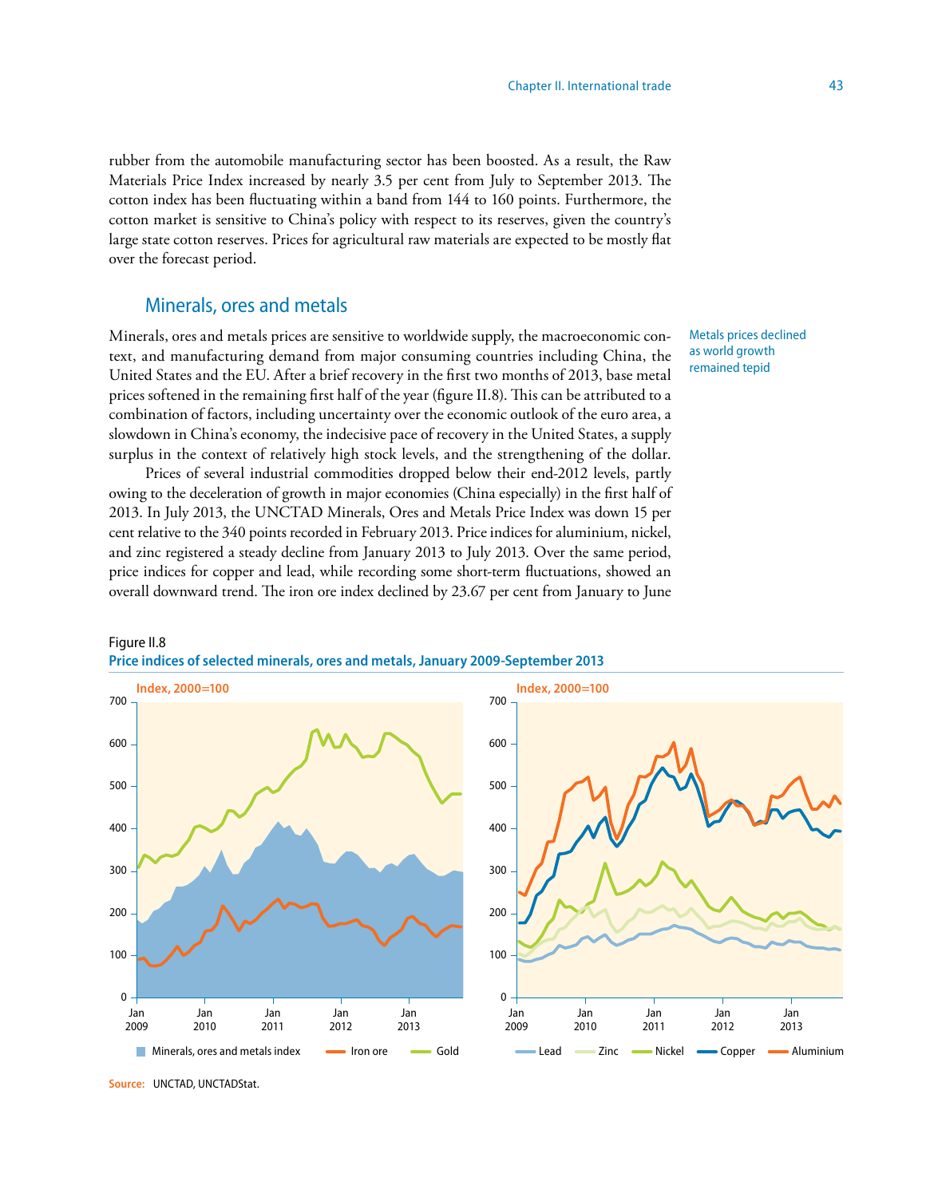rubber from the automobile manufacturing sector has been boosted. As a result, the Raw Materials Price Index increased by nearly 3.5 per cent from July to September 2013. The cotton index has been fluctuating within a band from 144 to 160 points. Furthermore, the cotton market is sensitive to China's policy with respect to its reserves, given the country's large state cotton reserves. Prices for agricultural raw materials are expected to be mostly flat over the forecast period.

### Minerals, ores and metals

Metals prices declined as world growth remained tepid

Minerals, ores and metals prices are sensitive to worldwide supply, the macroeconomic context, and manufacturing demand from major consuming countries including China, the United States and the EU. After a brief recovery in the first two months of 2013, base metal prices softened in the remaining first half of the year (figure II.8). This can be attributed to a combination of factors, including uncertainty over the economic outlook of the euro area, a slowdown in China's economy, the indecisive pace of recovery in the United States, a supply surplus in the context of relatively high stock levels, and the strengthening of the dollar.

Prices of several industrial commodities dropped below their end-2012 levels, partly owing to the deceleration of growth in major economies (China especially) in the first half of 2013. In July 2013, the UNCTAD Minerals, Ores and Metals Price Index was down 15 per cent relative to the 340 points recorded in February 2013. Price indices for aluminium, nickel, and zinc registered a steady decline from January 2013 to July 2013. Over the same period, price indices for copper and lead, while recording some short-term fluctuations, showed an overall downward trend. The iron ore index declined by 23.67 per cent from January to June

Figure II.8
**Price indices of selected minerals, ores and metals, January 2009-September 2013**

Source: UNCTAD, UNCTADStat.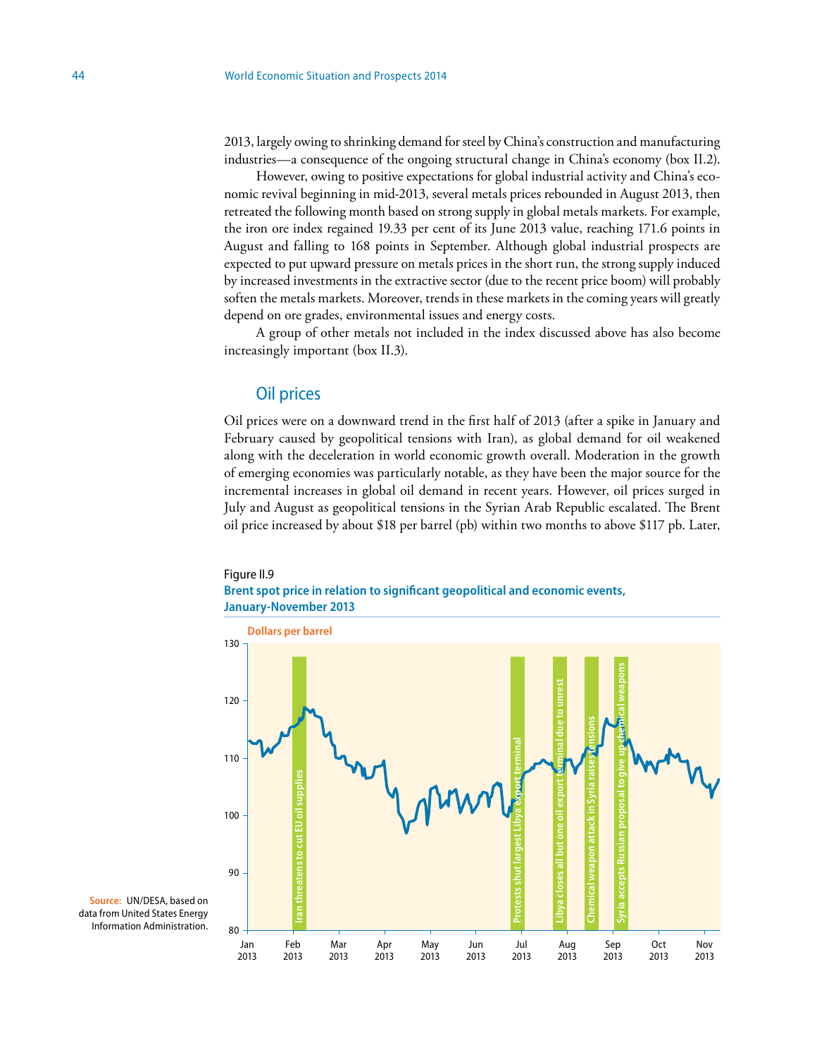2013, largely owing to shrinking demand for steel by China's construction and manufacturing industries—a consequence of the ongoing structural change in China's economy (box II.2).

However, owing to positive expectations for global industrial activity and China's economic revival beginning in mid-2013, several metals prices rebounded in August 2013, then retreated the following month based on strong supply in global metals markets. For example, the iron ore index regained 19.33 per cent of its June 2013 value, reaching 171.6 points in August and falling to 168 points in September. Although global industrial prospects are expected to put upward pressure on metals prices in the short run, the strong supply induced by increased investments in the extractive sector (due to the recent price boom) will probably soften the metals markets. Moreover, trends in these markets in the coming years will greatly depend on ore grades, environmental issues and energy costs.

A group of other metals not included in the index discussed above has also become increasingly important (box II.3).

## Oil prices

Oil prices were on a downward trend in the first half of 2013 (after a spike in January and February caused by geopolitical tensions with Iran), as global demand for oil weakened along with the deceleration in world economic growth overall. Moderation in the growth of emerging economies was particularly notable, as they have been the major source for the incremental increases in global oil demand in recent years. However, oil prices surged in July and August as geopolitical tensions in the Syrian Arab Republic escalated. The Brent oil price increased by about $18 per barrel (pb) within two months to above $117 pb. Later,

Figure II.9

**Brent spot price in relation to significant geopolitical and economic events, January-November 2013**

Dollars per barrel

Events: Iran threatens to cut EU oil supplies; Protests shut largest Libya export terminal; Libya closes all but one oil export terminal due to unrest; Chemical weapon attack in Syria raises tensions; Syria accepts Russian proposal to give up chemical weapons

**Source:** UN/DESA, based on data from United States Energy Information Administration.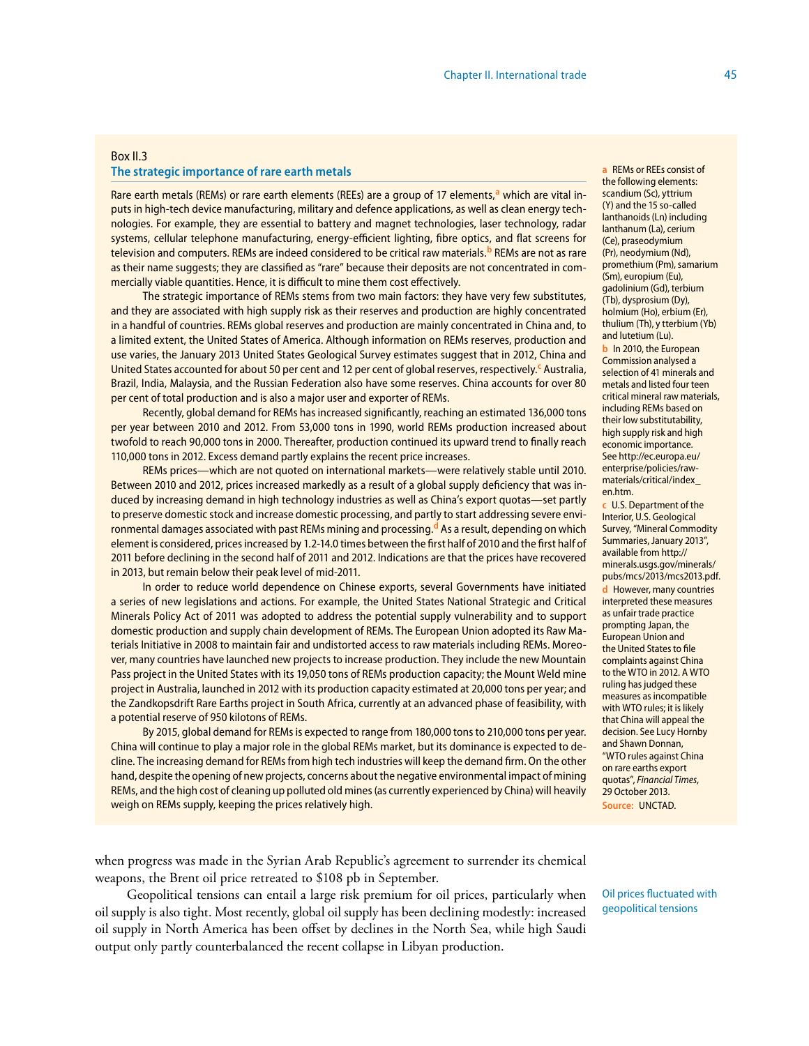Box II.3

### The strategic importance of rare earth metals

Rare earth metals (REMs) or rare earth elements (REEs) are a group of 17 elements,[a] which are vital inputs in high-tech device manufacturing, military and defence applications, as well as clean energy technologies. For example, they are essential to battery and magnet technologies, laser technology, radar systems, cellular telephone manufacturing, energy-efficient lighting, fibre optics, and flat screens for television and computers. REMs are indeed considered to be critical raw materials.[b] REMs are not as rare as their name suggests; they are classified as "rare" because their deposits are not concentrated in commercially viable quantities. Hence, it is difficult to mine them cost effectively.

The strategic importance of REMs stems from two main factors: they have very few substitutes, and they are associated with high supply risk as their reserves and production are highly concentrated in a handful of countries. REMs global reserves and production are mainly concentrated in China and, to a limited extent, the United States of America. Although information on REMs reserves, production and use varies, the January 2013 United States Geological Survey estimates suggest that in 2012, China and United States accounted for about 50 per cent and 12 per cent of global reserves, respectively.[c] Australia, Brazil, India, Malaysia, and the Russian Federation also have some reserves. China accounts for over 80 per cent of total production and is also a major user and exporter of REMs.

Recently, global demand for REMs has increased significantly, reaching an estimated 136,000 tons per year between 2010 and 2012. From 53,000 tons in 1990, world REMs production increased about twofold to reach 90,000 tons in 2000. Thereafter, production continued its upward trend to finally reach 110,000 tons in 2012. Excess demand partly explains the recent price increases.

REMs prices—which are not quoted on international markets—were relatively stable until 2010. Between 2010 and 2012, prices increased markedly as a result of a global supply deficiency that was induced by increasing demand in high technology industries as well as China's export quotas—set partly to preserve domestic stock and increase domestic processing, and partly to start addressing severe environmental damages associated with past REMs mining and processing.[d] As a result, depending on which element is considered, prices increased by 1.2-14.0 times between the first half of 2010 and the first half of 2011 before declining in the second half of 2011 and 2012. Indications are that the prices have recovered in 2013, but remain below their peak level of mid-2011.

In order to reduce world dependence on Chinese exports, several Governments have initiated a series of new legislations and actions. For example, the United States National Strategic and Critical Minerals Policy Act of 2011 was adopted to address the potential supply vulnerability and to support domestic production and supply chain development of REMs. The European Union adopted its Raw Materials Initiative in 2008 to maintain fair and undistorted access to raw materials including REMs. Moreover, many countries have launched new projects to increase production. They include the new Mountain Pass project in the United States with its 19,050 tons of REMs production capacity; the Mount Weld mine project in Australia, launched in 2012 with its production capacity estimated at 20,000 tons per year; and the Zandkopsdrift Rare Earths project in South Africa, currently at an advanced phase of feasibility, with a potential reserve of 950 kilotons of REMs.

By 2015, global demand for REMs is expected to range from 180,000 tons to 210,000 tons per year. China will continue to play a major role in the global REMs market, but its dominance is expected to decline. The increasing demand for REMs from high tech industries will keep the demand firm. On the other hand, despite the opening of new projects, concerns about the negative environmental impact of mining REMs, and the high cost of cleaning up polluted old mines (as currently experienced by China) will heavily weigh on REMs supply, keeping the prices relatively high.

a REMs or REEs consist of the following elements: scandium (Sc), yttrium (Y) and the 15 so-called lanthanoids (Ln) including lanthanum (La), cerium (Ce), praseodymium (Pr), neodymium (Nd), promethium (Pm), samarium (Sm), europium (Eu), gadolinium (Gd), terbium (Tb), dysprosium (Dy), holmium (Ho), erbium (Er), thulium (Th), y tterbium (Yb) and lutetium (Lu).

b In 2010, the European Commission analysed a selection of 41 minerals and metals and listed four teen critical mineral raw materials, including REMs based on their low substitutability, high supply risk and high economic importance. See http://ec.europa.eu/enterprise/policies/raw-materials/critical/index_en.htm.

c U.S. Department of the Interior, U.S. Geological Survey, "Mineral Commodity Summaries, January 2013", available from http://minerals.usgs.gov/minerals/pubs/mcs/2013/mcs2013.pdf.

d However, many countries interpreted these measures as unfair trade practice prompting Japan, the European Union and the United States to file complaints against China to the WTO in 2012. A WTO ruling has judged these measures as incompatible with WTO rules; it is likely that China will appeal the decision. See Lucy Hornby and Shawn Donnan, "WTO rules against China on rare earths export quotas", *Financial Times*, 29 October 2013.

**Source:** UNCTAD.

when progress was made in the Syrian Arab Republic's agreement to surrender its chemical weapons, the Brent oil price retreated to $108 pb in September.

Oil prices fluctuated with geopolitical tensions

Geopolitical tensions can entail a large risk premium for oil prices, particularly when oil supply is also tight. Most recently, global oil supply has been declining modestly: increased oil supply in North America has been offset by declines in the North Sea, while high Saudi output only partly counterbalanced the recent collapse in Libyan production.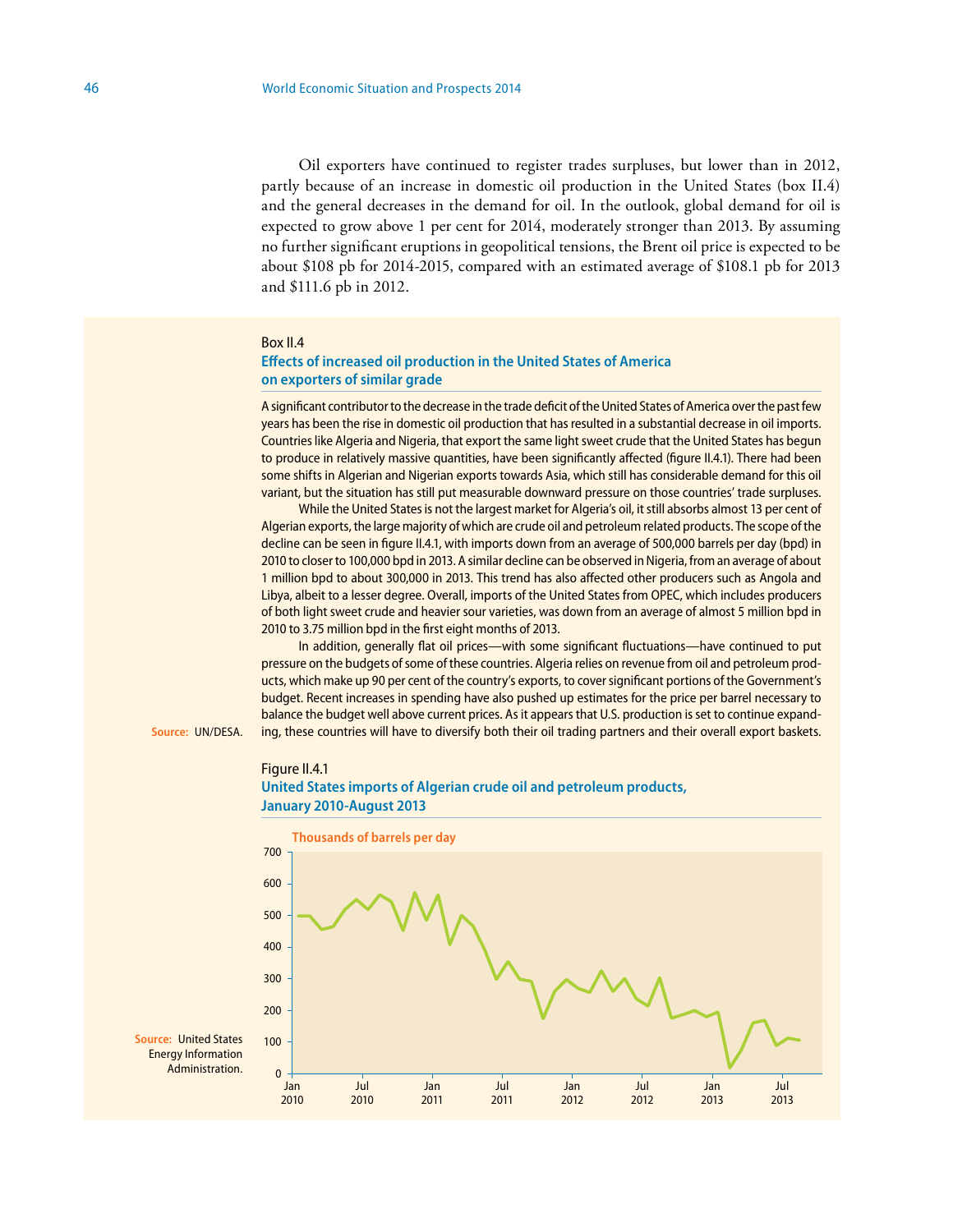Oil exporters have continued to register trades surpluses, but lower than in 2012, partly because of an increase in domestic oil production in the United States (box II.4) and the general decreases in the demand for oil. In the outlook, global demand for oil is expected to grow above 1 per cent for 2014, moderately stronger than 2013. By assuming no further significant eruptions in geopolitical tensions, the Brent oil price is expected to be about $108 pb for 2014-2015, compared with an estimated average of $108.1 pb for 2013 and $111.6 pb in 2012.

Box II.4

## Effects of increased oil production in the United States of America on exporters of similar grade

A significant contributor to the decrease in the trade deficit of the United States of America over the past few years has been the rise in domestic oil production that has resulted in a substantial decrease in oil imports. Countries like Algeria and Nigeria, that export the same light sweet crude that the United States has begun to produce in relatively massive quantities, have been significantly affected (figure II.4.1). There had been some shifts in Algerian and Nigerian exports towards Asia, which still has considerable demand for this oil variant, but the situation has still put measurable downward pressure on those countries' trade surpluses.

While the United States is not the largest market for Algeria's oil, it still absorbs almost 13 per cent of Algerian exports, the large majority of which are crude oil and petroleum related products. The scope of the decline can be seen in figure II.4.1, with imports down from an average of 500,000 barrels per day (bpd) in 2010 to closer to 100,000 bpd in 2013. A similar decline can be observed in Nigeria, from an average of about 1 million bpd to about 300,000 in 2013. This trend has also affected other producers such as Angola and Libya, albeit to a lesser degree. Overall, imports of the United States from OPEC, which includes producers of both light sweet crude and heavier sour varieties, was down from an average of almost 5 million bpd in 2010 to 3.75 million bpd in the first eight months of 2013.

In addition, generally flat oil prices—with some significant fluctuations—have continued to put pressure on the budgets of some of these countries. Algeria relies on revenue from oil and petroleum products, which make up 90 per cent of the country's exports, to cover significant portions of the Government's budget. Recent increases in spending have also pushed up estimates for the price per barrel necessary to balance the budget well above current prices. As it appears that U.S. production is set to continue expanding, these countries will have to diversify both their oil trading partners and their overall export baskets.

**Source:** UN/DESA.

Figure II.4.1

**United States imports of Algerian crude oil and petroleum products, January 2010-August 2013**

Thousands of barrels per day

**Source:** United States Energy Information Administration.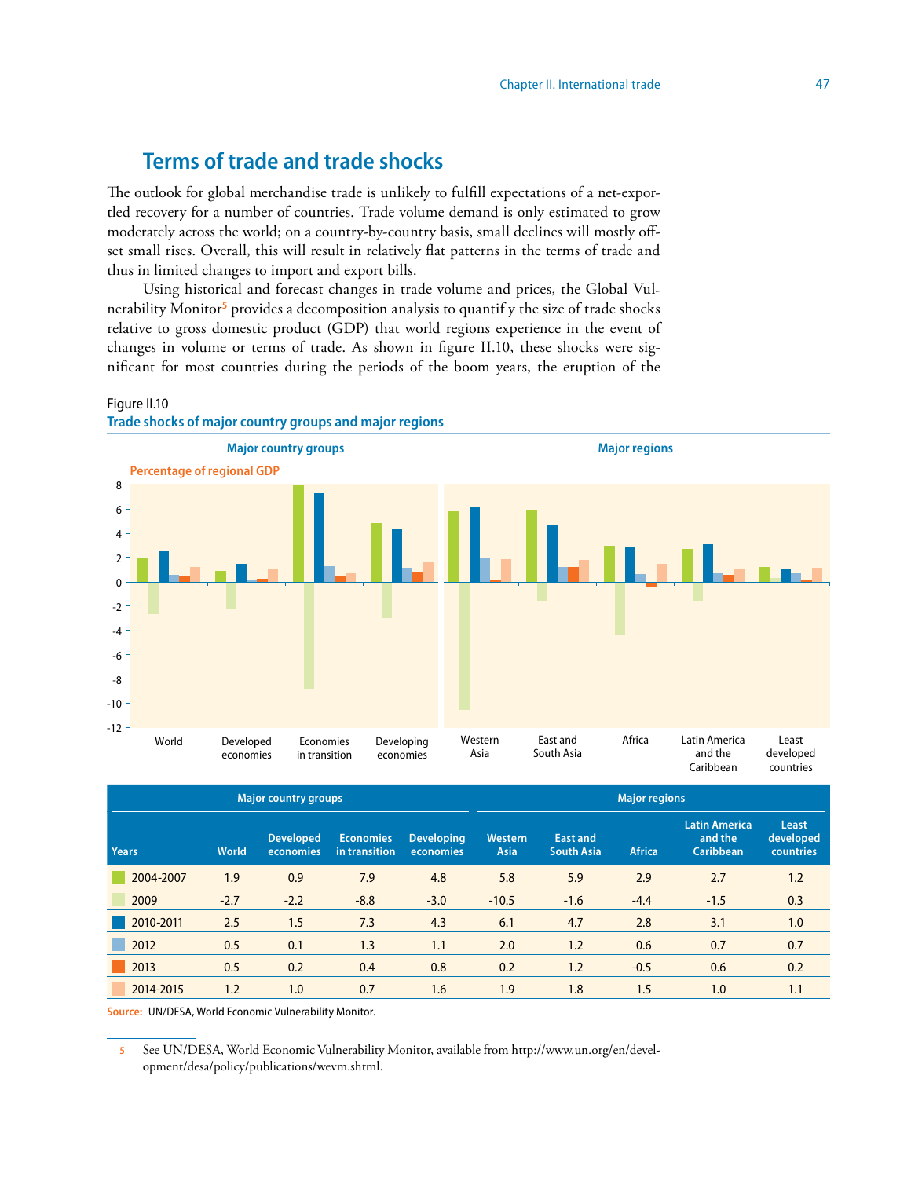## Terms of trade and trade shocks

The outlook for global merchandise trade is unlikely to fulfill expectations of a net-exported recovery for a number of countries. Trade volume demand is only estimated to grow moderately across the world; on a country-by-country basis, small declines will mostly offset small rises. Overall, this will result in relatively flat patterns in the terms of trade and thus in limited changes to import and export bills.

Using historical and forecast changes in trade volume and prices, the Global Vulnerability Monitor[5] provides a decomposition analysis to quantify the size of trade shocks relative to gross domestic product (GDP) that world regions experience in the event of changes in volume or terms of trade. As shown in figure II.10, these shocks were significant for most countries during the periods of the boom years, the eruption of the

Figure II.10
**Trade shocks of major country groups and major regions**

Percentage of regional GDP

| | Major country groups | | | | Major regions | | | | |
|---|---|---|---|---|---|---|---|---|---|
| Years | World | Developed economies | Economies in transition | Developing economies | Western Asia | East and South Asia | Africa | Latin America and the Caribbean | Least developed countries |
| 2004-2007 | 1.9 | 0.9 | 7.9 | 4.8 | 5.8 | 5.9 | 2.9 | 2.7 | 1.2 |
| 2009 | -2.7 | -2.2 | -8.8 | -3.0 | -10.5 | -1.6 | -4.4 | -1.5 | 0.3 |
| 2010-2011 | 2.5 | 1.5 | 7.3 | 4.3 | 6.1 | 4.7 | 2.8 | 3.1 | 1.0 |
| 2012 | 0.5 | 0.1 | 1.3 | 1.1 | 2.0 | 1.2 | 0.6 | 0.7 | 0.7 |
| 2013 | 0.5 | 0.2 | 0.4 | 0.8 | 0.2 | 1.2 | -0.5 | 0.6 | 0.2 |
| 2014-2015 | 1.2 | 1.0 | 0.7 | 1.6 | 1.9 | 1.8 | 1.5 | 1.0 | 1.1 |

**Source:** UN/DESA, World Economic Vulnerability Monitor.

5 See UN/DESA, World Economic Vulnerability Monitor, available from http://www.un.org/en/development/desa/policy/publications/wevm.shtml.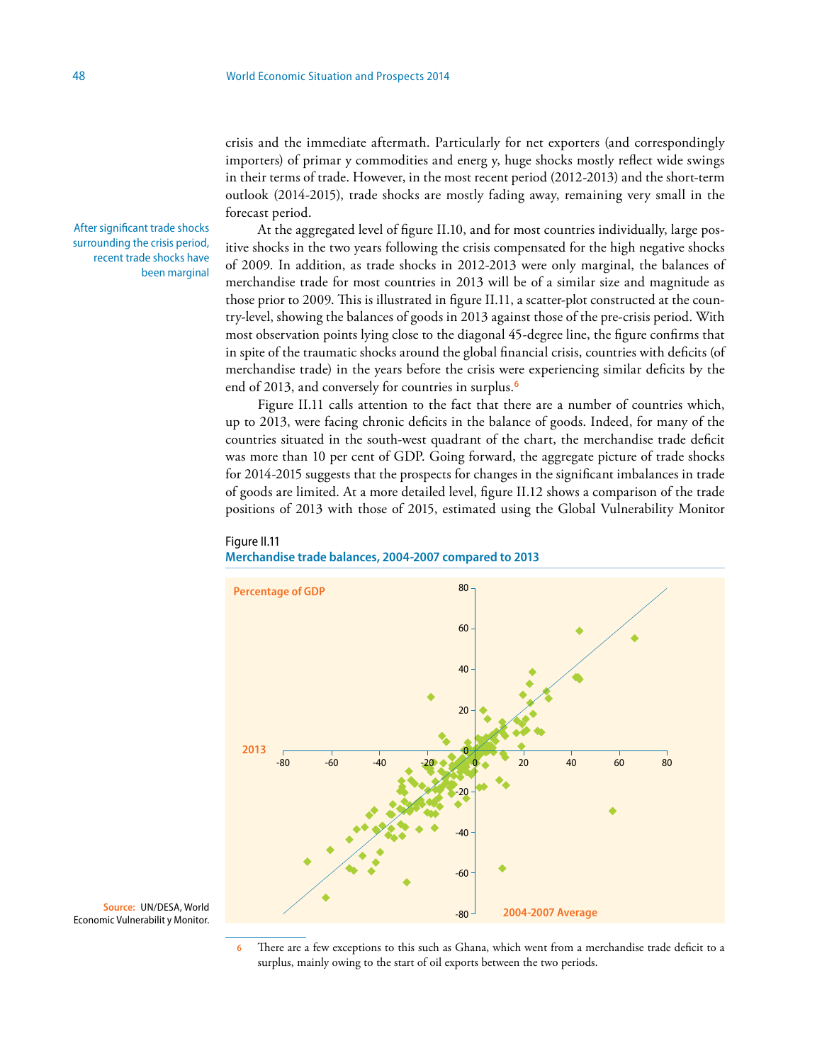crisis and the immediate aftermath. Particularly for net exporters (and correspondingly importers) of primary commodities and energy, huge shocks mostly reflect wide swings in their terms of trade. However, in the most recent period (2012-2013) and the short-term outlook (2014-2015), trade shocks are mostly fading away, remaining very small in the forecast period.

After significant trade shocks surrounding the crisis period, recent trade shocks have been marginal

At the aggregated level of figure II.10, and for most countries individually, large positive shocks in the two years following the crisis compensated for the high negative shocks of 2009. In addition, as trade shocks in 2012-2013 were only marginal, the balances of merchandise trade for most countries in 2013 will be of a similar size and magnitude as those prior to 2009. This is illustrated in figure II.11, a scatter-plot constructed at the country-level, showing the balances of goods in 2013 against those of the pre-crisis period. With most observation points lying close to the diagonal 45-degree line, the figure confirms that in spite of the traumatic shocks around the global financial crisis, countries with deficits (of merchandise trade) in the years before the crisis were experiencing similar deficits by the end of 2013, and conversely for countries in surplus.[6]

Figure II.11 calls attention to the fact that there are a number of countries which, up to 2013, were facing chronic deficits in the balance of goods. Indeed, for many of the countries situated in the south-west quadrant of the chart, the merchandise trade deficit was more than 10 per cent of GDP. Going forward, the aggregate picture of trade shocks for 2014-2015 suggests that the prospects for changes in the significant imbalances in trade of goods are limited. At a more detailed level, figure II.12 shows a comparison of the trade positions of 2013 with those of 2015, estimated using the Global Vulnerability Monitor

Figure II.11

**Merchandise trade balances, 2004-2007 compared to 2013**

Source: UN/DESA, World Economic Vulnerability Monitor.

---

6 There are a few exceptions to this such as Ghana, which went from a merchandise trade deficit to a surplus, mainly owing to the start of oil exports between the two periods.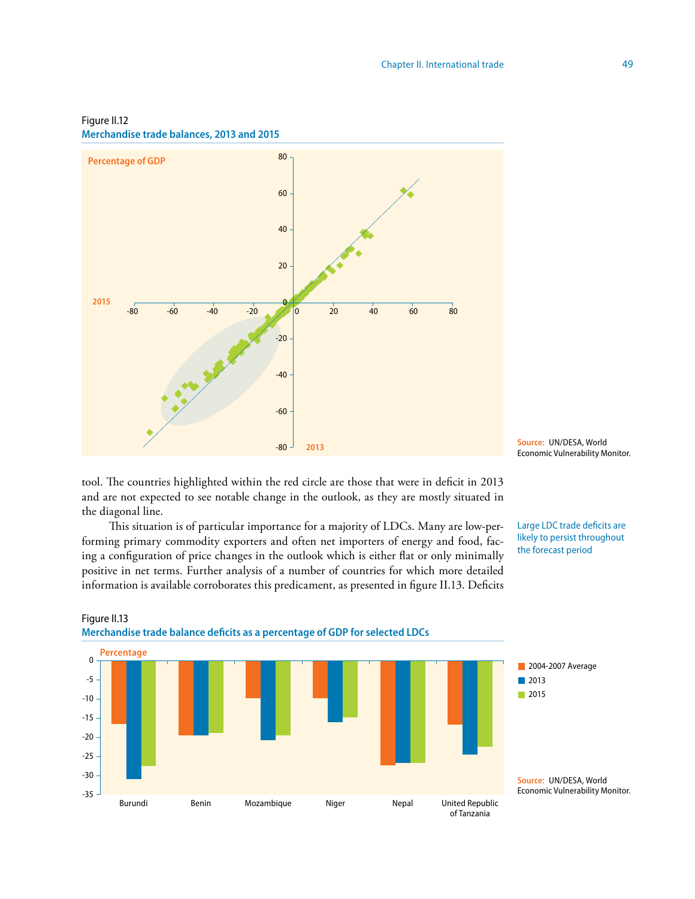Figure II.12
**Merchandise trade balances, 2013 and 2015**

Source: UN/DESA, World Economic Vulnerability Monitor.

tool. The countries highlighted within the red circle are those that were in deficit in 2013 and are not expected to see notable change in the outlook, as they are mostly situated in the diagonal line.

Large LDC trade deficits are likely to persist throughout the forecast period

This situation is of particular importance for a majority of LDCs. Many are low-performing primary commodity exporters and often net importers of energy and food, facing a configuration of price changes in the outlook which is either flat or only minimally positive in net terms. Further analysis of a number of countries for which more detailed information is available corroborates this predicament, as presented in figure II.13. Deficits

Figure II.13
**Merchandise trade balance deficits as a percentage of GDP for selected LDCs**

Source: UN/DESA, World Economic Vulnerability Monitor.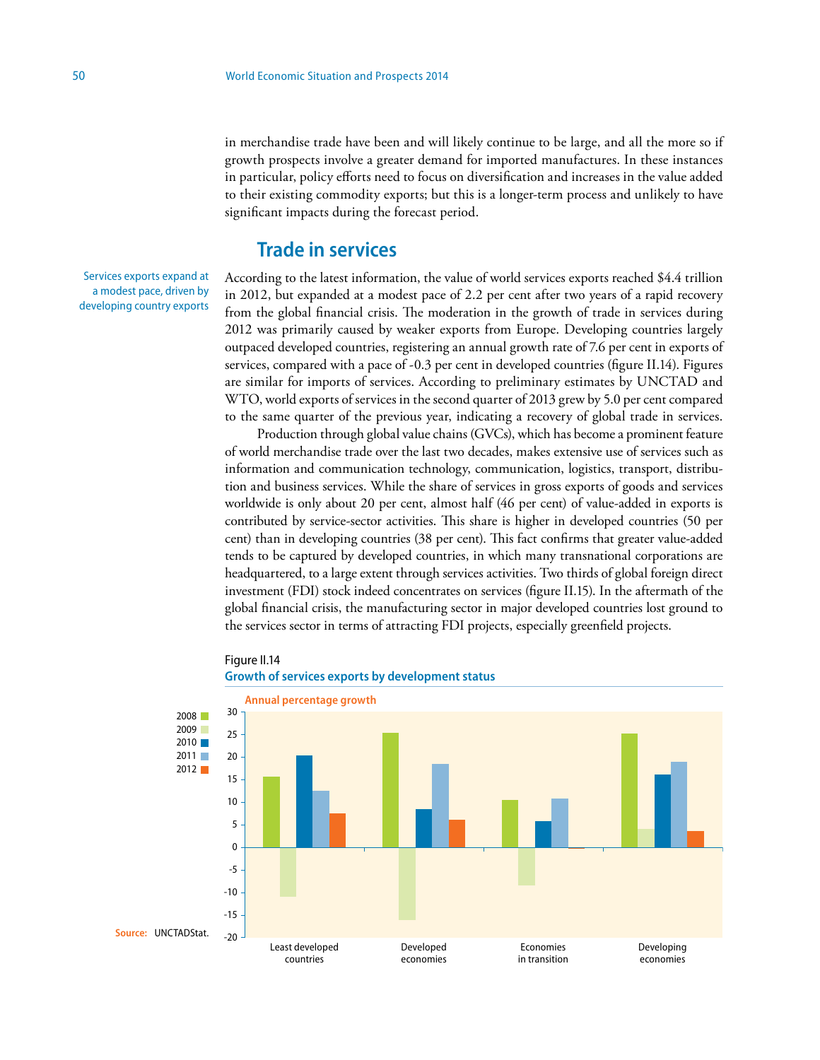in merchandise trade have been and will likely continue to be large, and all the more so if growth prospects involve a greater demand for imported manufactures. In these instances in particular, policy efforts need to focus on diversification and increases in the value added to their existing commodity exports; but this is a longer-term process and unlikely to have significant impacts during the forecast period.

## Trade in services

Services exports expand at a modest pace, driven by developing country exports

According to the latest information, the value of world services exports reached $4.4 trillion in 2012, but expanded at a modest pace of 2.2 per cent after two years of a rapid recovery from the global financial crisis. The moderation in the growth of trade in services during 2012 was primarily caused by weaker exports from Europe. Developing countries largely outpaced developed countries, registering an annual growth rate of 7.6 per cent in exports of services, compared with a pace of -0.3 per cent in developed countries (figure II.14). Figures are similar for imports of services. According to preliminary estimates by UNCTAD and WTO, world exports of services in the second quarter of 2013 grew by 5.0 per cent compared to the same quarter of the previous year, indicating a recovery of global trade in services.

Production through global value chains (GVCs), which has become a prominent feature of world merchandise trade over the last two decades, makes extensive use of services such as information and communication technology, communication, logistics, transport, distribution and business services. While the share of services in gross exports of goods and services worldwide is only about 20 per cent, almost half (46 per cent) of value-added in exports is contributed by service-sector activities. This share is higher in developed countries (50 per cent) than in developing countries (38 per cent). This fact confirms that greater value-added tends to be captured by developed countries, in which many transnational corporations are headquartered, to a large extent through services activities. Two thirds of global foreign direct investment (FDI) stock indeed concentrates on services (figure II.15). In the aftermath of the global financial crisis, the manufacturing sector in major developed countries lost ground to the services sector in terms of attracting FDI projects, especially greenfield projects.

Figure II.14
**Growth of services exports by development status**

Annual percentage growth

| | 2008 | 2009 | 2010 | 2011 | 2012 |
|---|---|---|---|---|---|
| Least developed countries | 15.6 | -10.9 | 20.3 | 12.5 | 7.5 |
| Developed economies | 25.3 | -16.0 | 8.4 | 18.4 | 6.1 |
| Economies in transition | 10.4 | -8.4 | 5.7 | 10.8 | -0.3 |
| Developing economies | 25.2 | 4.0 | 16.0 | 18.9 | 3.6 |

Source: UNCTADStat.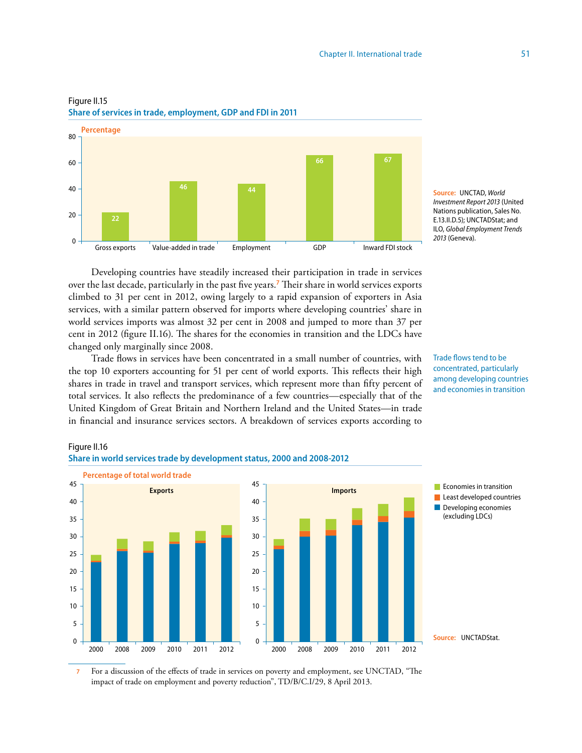Figure II.15

**Share of services in trade, employment, GDP and FDI in 2011**

Percentage

| | Percentage |
|---|---|
| Gross exports | 22 |
| Value-added in trade | 46 |
| Employment | 44 |
| GDP | 66 |
| Inward FDI stock | 67 |

**Source:** UNCTAD, *World Investment Report 2013* (United Nations publication, Sales No. E.13.II.D.5); UNCTADStat; and ILO, *Global Employment Trends 2013* (Geneva).

Developing countries have steadily increased their participation in trade in services over the last decade, particularly in the past five years.[7] Their share in world services exports climbed to 31 per cent in 2012, owing largely to a rapid expansion of exporters in Asia services, with a similar pattern observed for imports where developing countries' share in world services imports was almost 32 per cent in 2008 and jumped to more than 37 per cent in 2012 (figure II.16). The shares for the economies in transition and the LDCs have changed only marginally since 2008.

Trade flows tend to be concentrated, particularly among developing countries and economies in transition

Trade flows in services have been concentrated in a small number of countries, with the top 10 exporters accounting for 51 per cent of world exports. This reflects their high shares in trade in travel and transport services, which represent more than fifty percent of total services. It also reflects the predominance of a few countries—especially that of the United Kingdom of Great Britain and Northern Ireland and the United States—in trade in financial and insurance services sectors. A breakdown of services exports according to

Figure II.16

**Share in world services trade by development status, 2000 and 2008-2012**

Percentage of total world trade

(Two stacked bar charts, Exports and Imports, for 2000, 2008, 2009, 2010, 2011 and 2012; legend: Economies in transition; Least developed countries; Developing economies (excluding LDCs))

**Source:** UNCTADStat.

7 For a discussion of the effects of trade in services on poverty and employment, see UNCTAD, "The impact of trade on employment and poverty reduction", TD/B/C.I/29, 8 April 2013.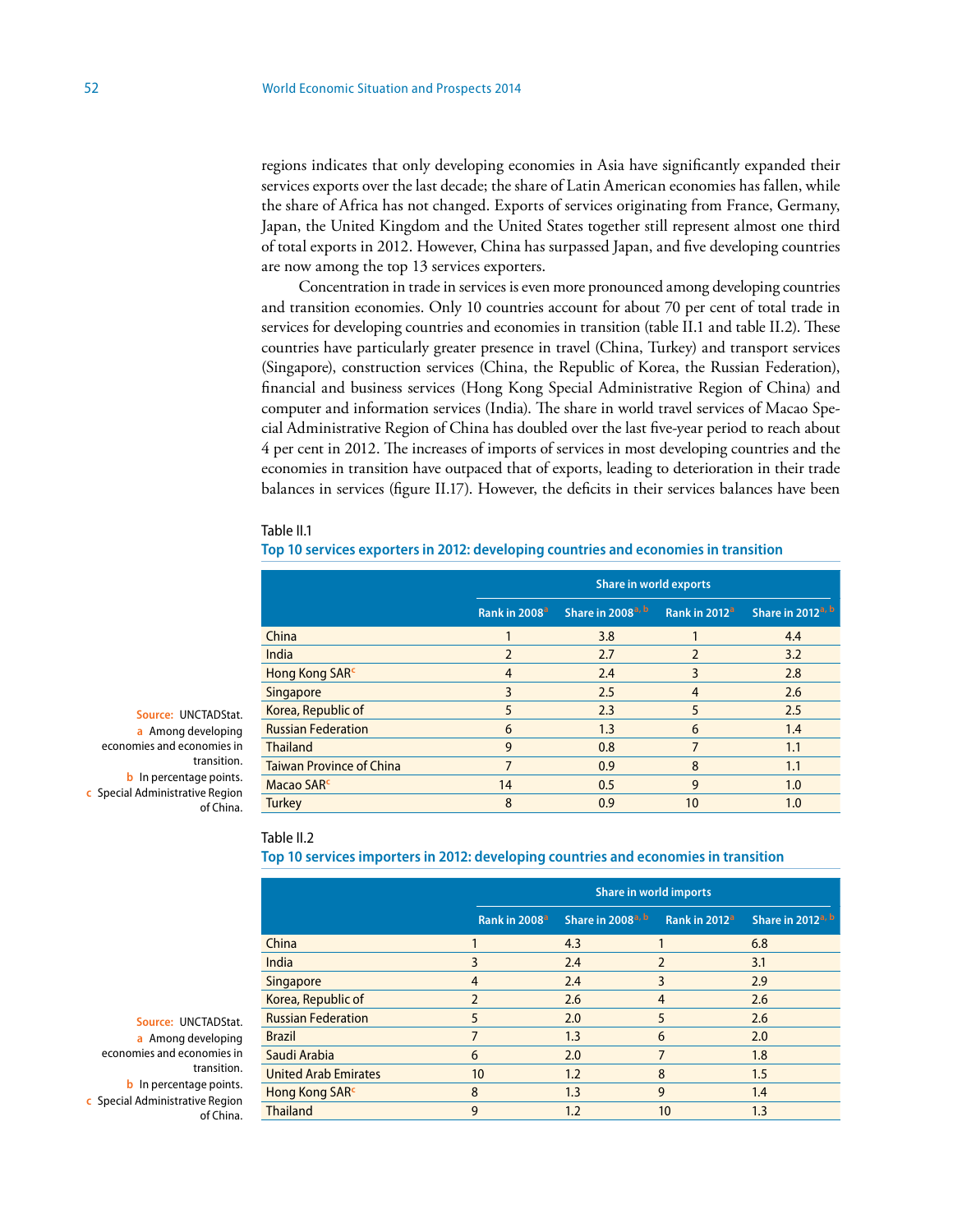regions indicates that only developing economies in Asia have significantly expanded their services exports over the last decade; the share of Latin American economies has fallen, while the share of Africa has not changed. Exports of services originating from France, Germany, Japan, the United Kingdom and the United States together still represent almost one third of total exports in 2012. However, China has surpassed Japan, and five developing countries are now among the top 13 services exporters.

Concentration in trade in services is even more pronounced among developing countries and transition economies. Only 10 countries account for about 70 per cent of total trade in services for developing countries and economies in transition (table II.1 and table II.2). These countries have particularly greater presence in travel (China, Turkey) and transport services (Singapore), construction services (China, the Republic of Korea, the Russian Federation), financial and business services (Hong Kong Special Administrative Region of China) and computer and information services (India). The share in world travel services of Macao Special Administrative Region of China has doubled over the last five-year period to reach about 4 per cent in 2012. The increases of imports of services in most developing countries and the economies in transition have outpaced that of exports, leading to deterioration in their trade balances in services (figure II.17). However, the deficits in their services balances have been

Table II.1

**Top 10 services exporters in 2012: developing countries and economies in transition**

| | Share in world exports | | | |
|---|---|---|---|---|
| | Rank in 2008[a] | Share in 2008[a, b] | Rank in 2012[a] | Share in 2012[a, b] |
| China | 1 | 3.8 | 1 | 4.4 |
| India | 2 | 2.7 | 2 | 3.2 |
| Hong Kong SAR[c] | 4 | 2.4 | 3 | 2.8 |
| Singapore | 3 | 2.5 | 4 | 2.6 |
| Korea, Republic of | 5 | 2.3 | 5 | 2.5 |
| Russian Federation | 6 | 1.3 | 6 | 1.4 |
| Thailand | 9 | 0.8 | 7 | 1.1 |
| Taiwan Province of China | 7 | 0.9 | 8 | 1.1 |
| Macao SAR[c] | 14 | 0.5 | 9 | 1.0 |
| Turkey | 8 | 0.9 | 10 | 1.0 |

Source: UNCTADStat.
a Among developing economies and economies in transition.
b In percentage points.
c Special Administrative Region of China.

Table II.2

**Top 10 services importers in 2012: developing countries and economies in transition**

| | Share in world imports | | | |
|---|---|---|---|---|
| | Rank in 2008[a] | Share in 2008[a, b] | Rank in 2012[a] | Share in 2012[a, b] |
| China | 1 | 4.3 | 1 | 6.8 |
| India | 3 | 2.4 | 2 | 3.1 |
| Singapore | 4 | 2.4 | 3 | 2.9 |
| Korea, Republic of | 2 | 2.6 | 4 | 2.6 |
| Russian Federation | 5 | 2.0 | 5 | 2.6 |
| Brazil | 7 | 1.3 | 6 | 2.0 |
| Saudi Arabia | 6 | 2.0 | 7 | 1.8 |
| United Arab Emirates | 10 | 1.2 | 8 | 1.5 |
| Hong Kong SAR[c] | 8 | 1.3 | 9 | 1.4 |
| Thailand | 9 | 1.2 | 10 | 1.3 |

Source: UNCTADStat.
a Among developing economies and economies in transition.
b In percentage points.
c Special Administrative Region of China.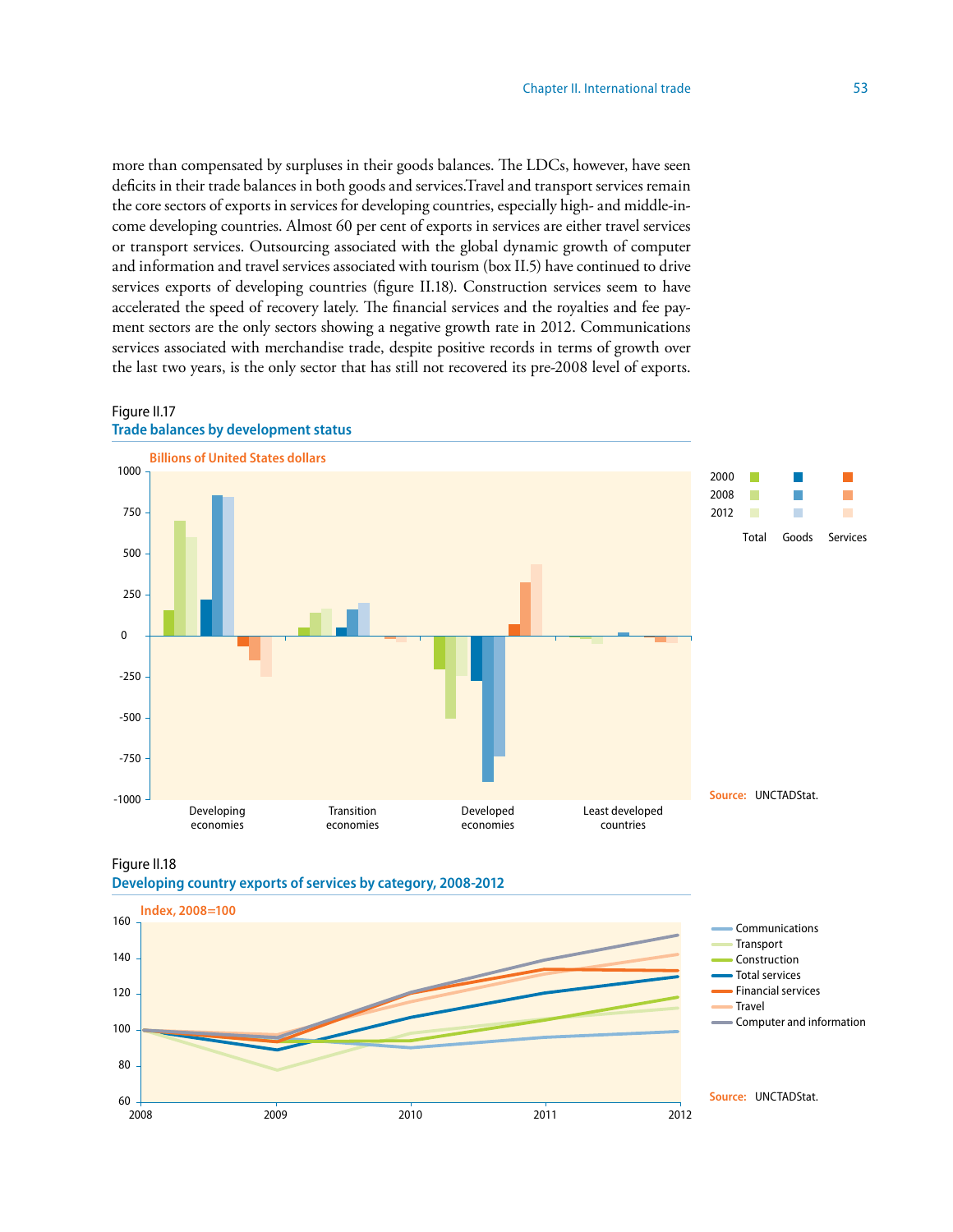more than compensated by surpluses in their goods balances. The LDCs, however, have seen deficits in their trade balances in both goods and services.Travel and transport services remain the core sectors of exports in services for developing countries, especially high- and middle-income developing countries. Almost 60 per cent of exports in services are either travel services or transport services. Outsourcing associated with the global dynamic growth of computer and information and travel services associated with tourism (box II.5) have continued to drive services exports of developing countries (figure II.18). Construction services seem to have accelerated the speed of recovery lately. The financial services and the royalties and fee payment sectors are the only sectors showing a negative growth rate in 2012. Communications services associated with merchandise trade, despite positive records in terms of growth over the last two years, is the only sector that has still not recovered its pre-2008 level of exports.

Figure II.17
**Trade balances by development status**

Billions of United States dollars

Legend: 2000, 2008, 2012 — Total, Goods, Services

Categories: Developing economies; Transition economies; Developed economies; Least developed countries

Source: UNCTADStat.

Figure II.18
**Developing country exports of services by category, 2008-2012**

Index, 2008=100

Legend: Communications; Transport; Construction; Total services; Financial services; Travel; Computer and information

Source: UNCTADStat.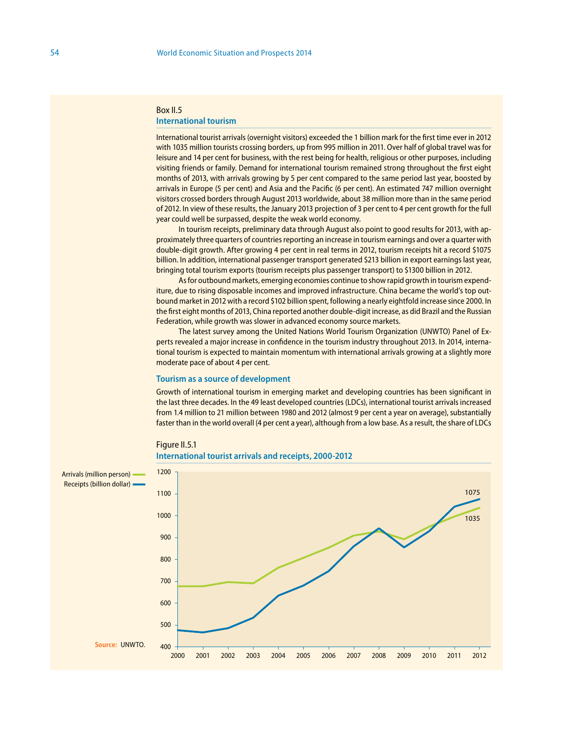Box II.5

### International tourism

International tourist arrivals (overnight visitors) exceeded the 1 billion mark for the first time ever in 2012 with 1035 million tourists crossing borders, up from 995 million in 2011. Over half of global travel was for leisure and 14 per cent for business, with the rest being for health, religious or other purposes, including visiting friends or family. Demand for international tourism remained strong throughout the first eight months of 2013, with arrivals growing by 5 per cent compared to the same period last year, boosted by arrivals in Europe (5 per cent) and Asia and the Pacific (6 per cent). An estimated 747 million overnight visitors crossed borders through August 2013 worldwide, about 38 million more than in the same period of 2012. In view of these results, the January 2013 projection of 3 per cent to 4 per cent growth for the full year could well be surpassed, despite the weak world economy.

In tourism receipts, preliminary data through August also point to good results for 2013, with approximately three quarters of countries reporting an increase in tourism earnings and over a quarter with double-digit growth. After growing 4 per cent in real terms in 2012, tourism receipts hit a record $1075 billion. In addition, international passenger transport generated $213 billion in export earnings last year, bringing total tourism exports (tourism receipts plus passenger transport) to $1300 billion in 2012.

As for outbound markets, emerging economies continue to show rapid growth in tourism expenditure, due to rising disposable incomes and improved infrastructure. China became the world's top outbound market in 2012 with a record $102 billion spent, following a nearly eightfold increase since 2000. In the first eight months of 2013, China reported another double-digit increase, as did Brazil and the Russian Federation, while growth was slower in advanced economy source markets.

The latest survey among the United Nations World Tourism Organization (UNWTO) Panel of Experts revealed a major increase in confidence in the tourism industry throughout 2013. In 2014, international tourism is expected to maintain momentum with international arrivals growing at a slightly more moderate pace of about 4 per cent.

#### Tourism as a source of development

Growth of international tourism in emerging market and developing countries has been significant in the last three decades. In the 49 least developed countries (LDCs), international tourist arrivals increased from 1.4 million to 21 million between 1980 and 2012 (almost 9 per cent a year on average), substantially faster than in the world overall (4 per cent a year), although from a low base. As a result, the share of LDCs

Figure II.5.1

**International tourist arrivals and receipts, 2000-2012**

Arrivals (million person) — Receipts (billion dollar)

Source: UNWTO.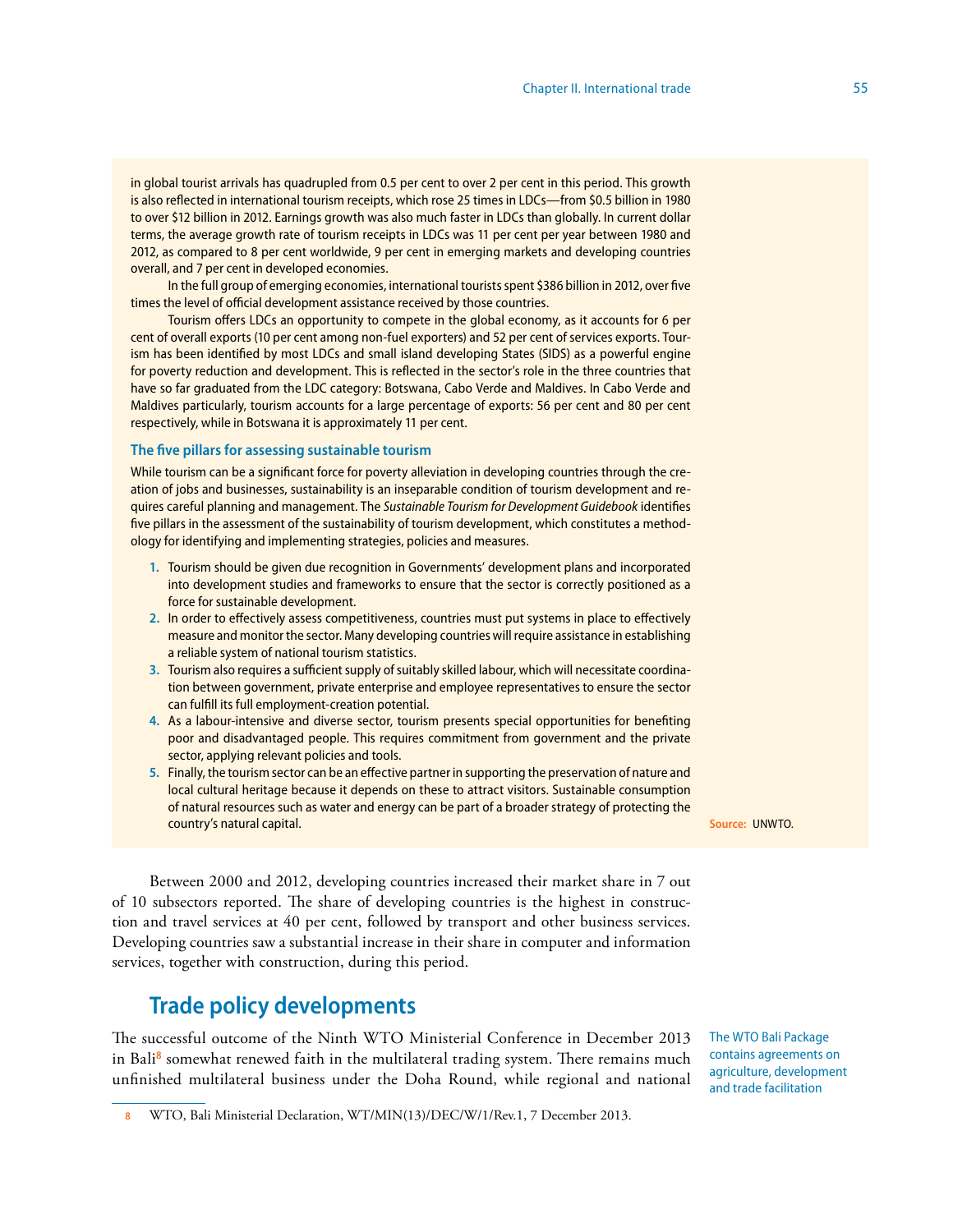in global tourist arrivals has quadrupled from 0.5 per cent to over 2 per cent in this period. This growth is also reflected in international tourism receipts, which rose 25 times in LDCs—from $0.5 billion in 1980 to over $12 billion in 2012. Earnings growth was also much faster in LDCs than globally. In current dollar terms, the average growth rate of tourism receipts in LDCs was 11 per cent per year between 1980 and 2012, as compared to 8 per cent worldwide, 9 per cent in emerging markets and developing countries overall, and 7 per cent in developed economies.

In the full group of emerging economies, international tourists spent $386 billion in 2012, over five times the level of official development assistance received by those countries.

Tourism offers LDCs an opportunity to compete in the global economy, as it accounts for 6 per cent of overall exports (10 per cent among non-fuel exporters) and 52 per cent of services exports. Tourism has been identified by most LDCs and small island developing States (SIDS) as a powerful engine for poverty reduction and development. This is reflected in the sector's role in the three countries that have so far graduated from the LDC category: Botswana, Cabo Verde and Maldives. In Cabo Verde and Maldives particularly, tourism accounts for a large percentage of exports: 56 per cent and 80 per cent respectively, while in Botswana it is approximately 11 per cent.

### The five pillars for assessing sustainable tourism

While tourism can be a significant force for poverty alleviation in developing countries through the creation of jobs and businesses, sustainability is an inseparable condition of tourism development and requires careful planning and management. The *Sustainable Tourism for Development Guidebook* identifies five pillars in the assessment of the sustainability of tourism development, which constitutes a methodology for identifying and implementing strategies, policies and measures.

1. Tourism should be given due recognition in Governments' development plans and incorporated into development studies and frameworks to ensure that the sector is correctly positioned as a force for sustainable development.
2. In order to effectively assess competitiveness, countries must put systems in place to effectively measure and monitor the sector. Many developing countries will require assistance in establishing a reliable system of national tourism statistics.
3. Tourism also requires a sufficient supply of suitably skilled labour, which will necessitate coordination between government, private enterprise and employee representatives to ensure the sector can fulfill its full employment-creation potential.
4. As a labour-intensive and diverse sector, tourism presents special opportunities for benefiting poor and disadvantaged people. This requires commitment from government and the private sector, applying relevant policies and tools.
5. Finally, the tourism sector can be an effective partner in supporting the preservation of nature and local cultural heritage because it depends on these to attract visitors. Sustainable consumption of natural resources such as water and energy can be part of a broader strategy of protecting the country's natural capital.

**Source:** UNWTO.

Between 2000 and 2012, developing countries increased their market share in 7 out of 10 subsectors reported. The share of developing countries is the highest in construction and travel services at 40 per cent, followed by transport and other business services. Developing countries saw a substantial increase in their share in computer and information services, together with construction, during this period.

## Trade policy developments

The WTO Bali Package contains agreements on agriculture, development and trade facilitation

The successful outcome of the Ninth WTO Ministerial Conference in December 2013 in Bali[8] somewhat renewed faith in the multilateral trading system. There remains much unfinished multilateral business under the Doha Round, while regional and national

8 WTO, Bali Ministerial Declaration, WT/MIN(13)/DEC/W/1/Rev.1, 7 December 2013.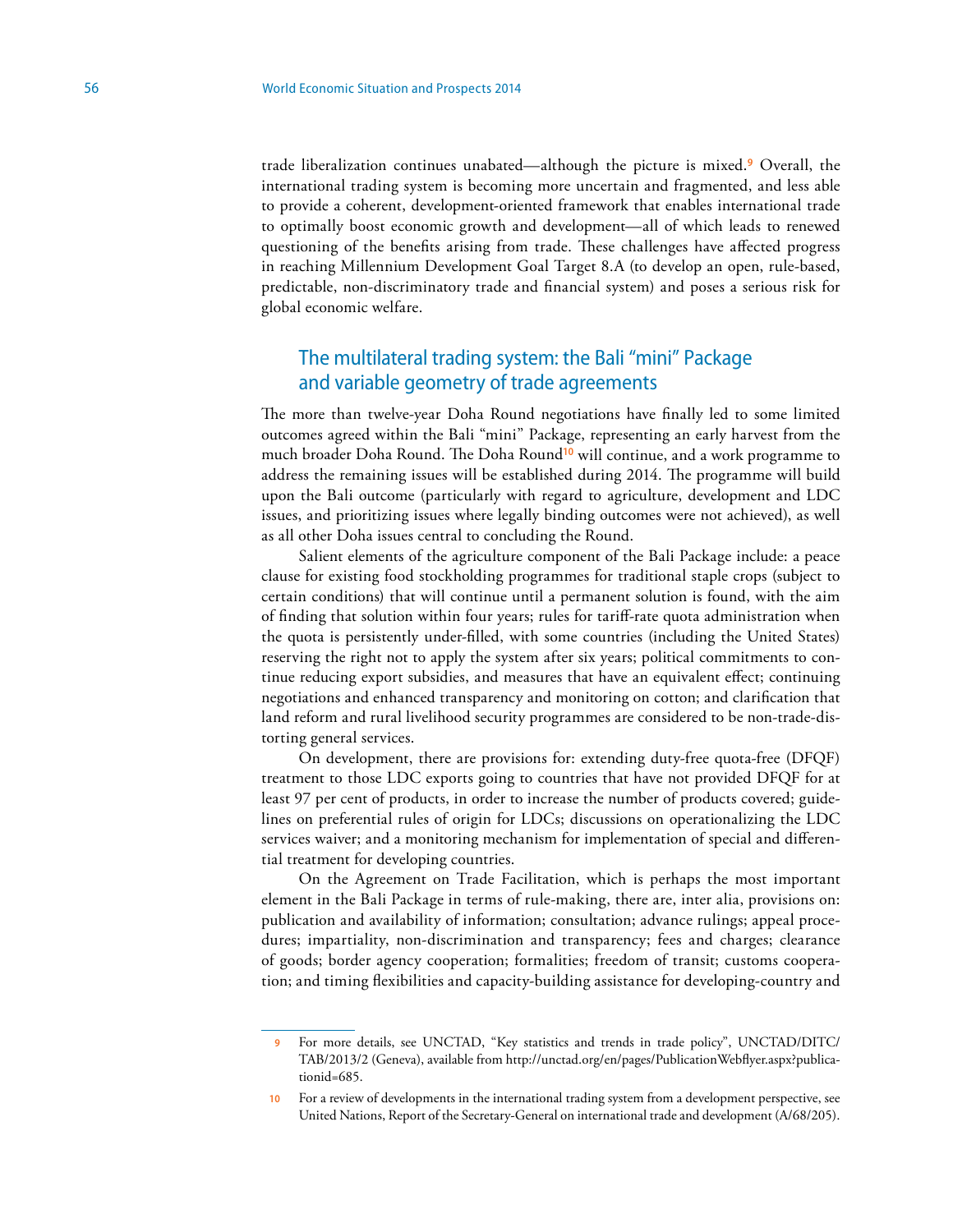trade liberalization continues unabated—although the picture is mixed.[9] Overall, the international trading system is becoming more uncertain and fragmented, and less able to provide a coherent, development-oriented framework that enables international trade to optimally boost economic growth and development—all of which leads to renewed questioning of the benefits arising from trade. These challenges have affected progress in reaching Millennium Development Goal Target 8.A (to develop an open, rule-based, predictable, non-discriminatory trade and financial system) and poses a serious risk for global economic welfare.

## The multilateral trading system: the Bali "mini" Package and variable geometry of trade agreements

The more than twelve-year Doha Round negotiations have finally led to some limited outcomes agreed within the Bali "mini" Package, representing an early harvest from the much broader Doha Round. The Doha Round[10] will continue, and a work programme to address the remaining issues will be established during 2014. The programme will build upon the Bali outcome (particularly with regard to agriculture, development and LDC issues, and prioritizing issues where legally binding outcomes were not achieved), as well as all other Doha issues central to concluding the Round.

Salient elements of the agriculture component of the Bali Package include: a peace clause for existing food stockholding programmes for traditional staple crops (subject to certain conditions) that will continue until a permanent solution is found, with the aim of finding that solution within four years; rules for tariff-rate quota administration when the quota is persistently under-filled, with some countries (including the United States) reserving the right not to apply the system after six years; political commitments to continue reducing export subsidies, and measures that have an equivalent effect; continuing negotiations and enhanced transparency and monitoring on cotton; and clarification that land reform and rural livelihood security programmes are considered to be non-trade-distorting general services.

On development, there are provisions for: extending duty-free quota-free (DFQF) treatment to those LDC exports going to countries that have not provided DFQF for at least 97 per cent of products, in order to increase the number of products covered; guidelines on preferential rules of origin for LDCs; discussions on operationalizing the LDC services waiver; and a monitoring mechanism for implementation of special and differential treatment for developing countries.

On the Agreement on Trade Facilitation, which is perhaps the most important element in the Bali Package in terms of rule-making, there are, inter alia, provisions on: publication and availability of information; consultation; advance rulings; appeal procedures; impartiality, non-discrimination and transparency; fees and charges; clearance of goods; border agency cooperation; formalities; freedom of transit; customs cooperation; and timing flexibilities and capacity-building assistance for developing-country and

9 For more details, see UNCTAD, "Key statistics and trends in trade policy", UNCTAD/DITC/TAB/2013/2 (Geneva), available from http://unctad.org/en/pages/PublicationWebflyer.aspx?publicationid=685.

10 For a review of developments in the international trading system from a development perspective, see United Nations, Report of the Secretary-General on international trade and development (A/68/205).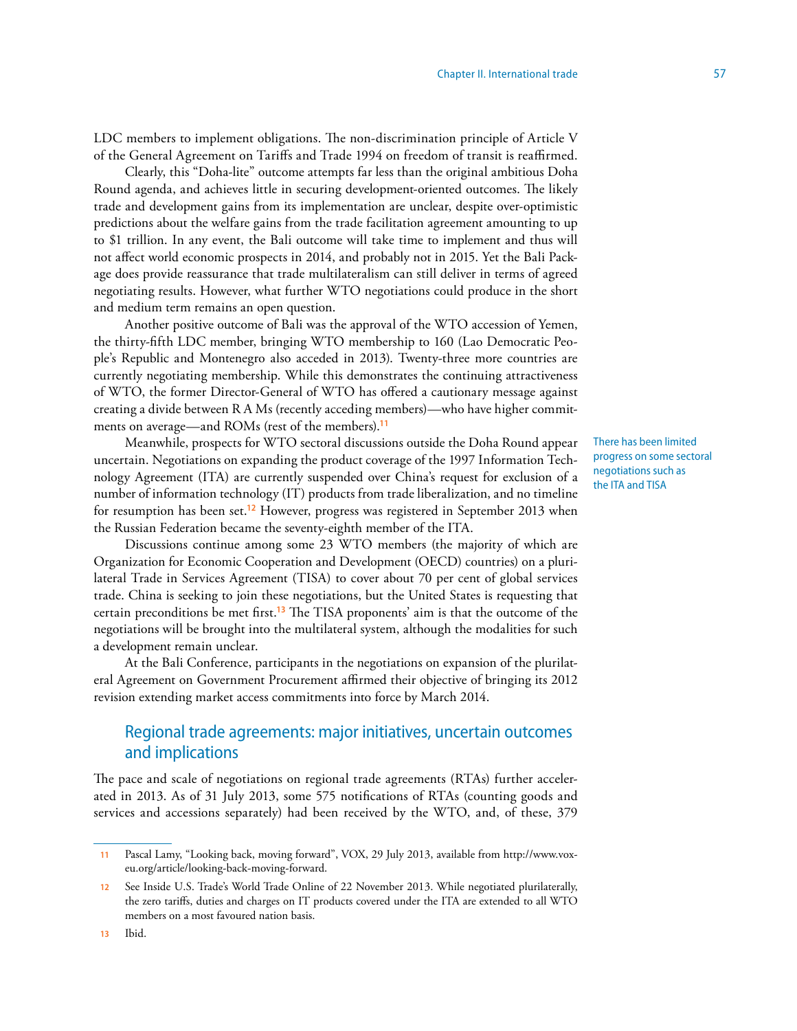LDC members to implement obligations. The non-discrimination principle of Article V of the General Agreement on Tariffs and Trade 1994 on freedom of transit is reaffirmed.

Clearly, this "Doha-lite" outcome attempts far less than the original ambitious Doha Round agenda, and achieves little in securing development-oriented outcomes. The likely trade and development gains from its implementation are unclear, despite over-optimistic predictions about the welfare gains from the trade facilitation agreement amounting to up to $1 trillion. In any event, the Bali outcome will take time to implement and thus will not affect world economic prospects in 2014, and probably not in 2015. Yet the Bali Package does provide reassurance that trade multilateralism can still deliver in terms of agreed negotiating results. However, what further WTO negotiations could produce in the short and medium term remains an open question.

Another positive outcome of Bali was the approval of the WTO accession of Yemen, the thirty-fifth LDC member, bringing WTO membership to 160 (Lao Democratic People's Republic and Montenegro also acceded in 2013). Twenty-three more countries are currently negotiating membership. While this demonstrates the continuing attractiveness of WTO, the former Director-General of WTO has offered a cautionary message against creating a divide between R A Ms (recently acceding members)—who have higher commitments on average—and ROMs (rest of the members).[11]

There has been limited progress on some sectoral negotiations such as the ITA and TISA

Meanwhile, prospects for WTO sectoral discussions outside the Doha Round appear uncertain. Negotiations on expanding the product coverage of the 1997 Information Technology Agreement (ITA) are currently suspended over China's request for exclusion of a number of information technology (IT) products from trade liberalization, and no timeline for resumption has been set.[12] However, progress was registered in September 2013 when the Russian Federation became the seventy-eighth member of the ITA.

Discussions continue among some 23 WTO members (the majority of which are Organization for Economic Cooperation and Development (OECD) countries) on a plurilateral Trade in Services Agreement (TISA) to cover about 70 per cent of global services trade. China is seeking to join these negotiations, but the United States is requesting that certain preconditions be met first.[13] The TISA proponents' aim is that the outcome of the negotiations will be brought into the multilateral system, although the modalities for such a development remain unclear.

At the Bali Conference, participants in the negotiations on expansion of the plurilateral Agreement on Government Procurement affirmed their objective of bringing its 2012 revision extending market access commitments into force by March 2014.

## Regional trade agreements: major initiatives, uncertain outcomes and implications

The pace and scale of negotiations on regional trade agreements (RTAs) further accelerated in 2013. As of 31 July 2013, some 575 notifications of RTAs (counting goods and services and accessions separately) had been received by the WTO, and, of these, 379

---

11 Pascal Lamy, "Looking back, moving forward", VOX, 29 July 2013, available from http://www.voxeu.org/article/looking-back-moving-forward.

12 See Inside U.S. Trade's World Trade Online of 22 November 2013. While negotiated plurilaterally, the zero tariffs, duties and charges on IT products covered under the ITA are extended to all WTO members on a most favoured nation basis.

13 Ibid.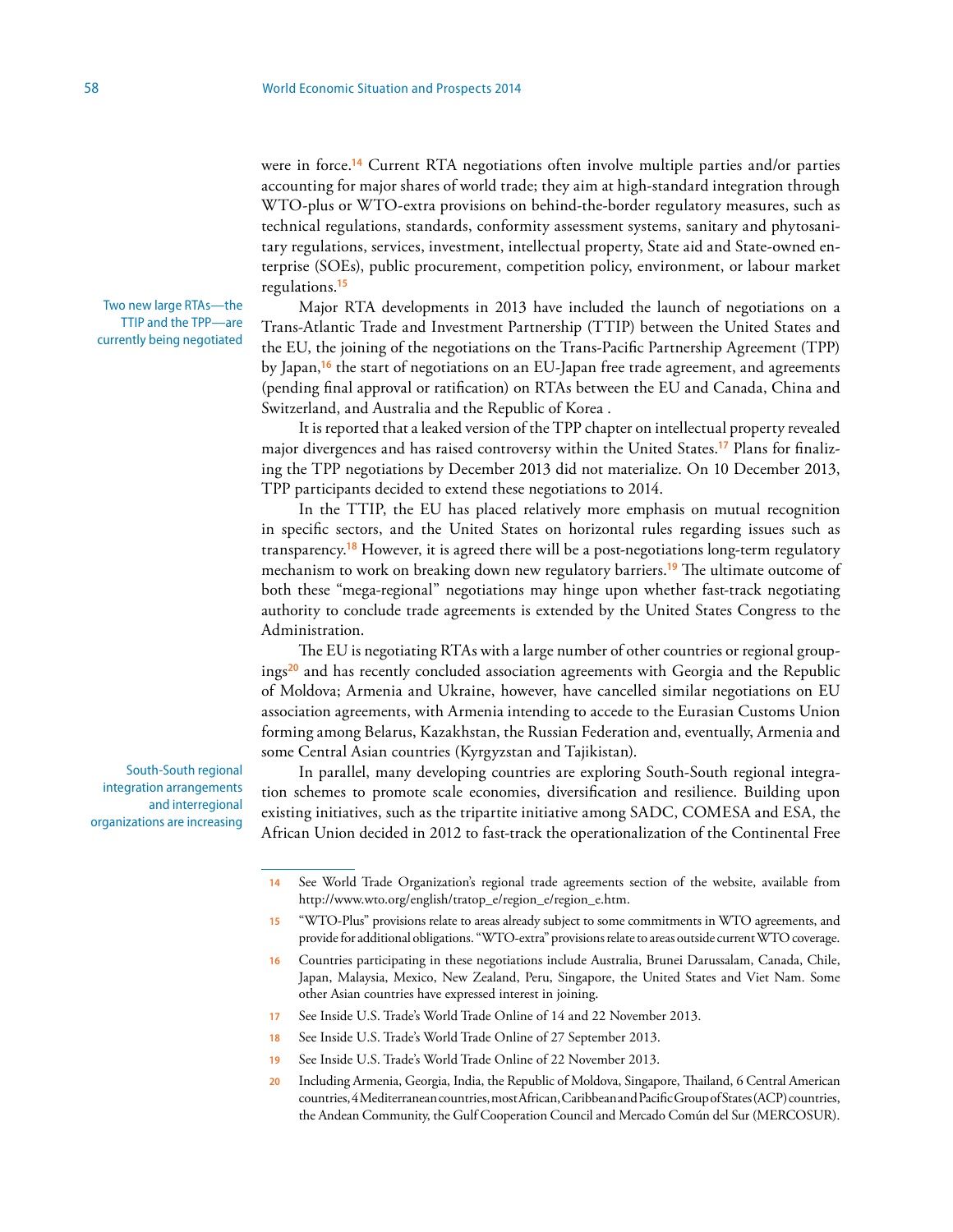were in force.[14] Current RTA negotiations often involve multiple parties and/or parties accounting for major shares of world trade; they aim at high-standard integration through WTO-plus or WTO-extra provisions on behind-the-border regulatory measures, such as technical regulations, standards, conformity assessment systems, sanitary and phytosanitary regulations, services, investment, intellectual property, State aid and State-owned enterprise (SOEs), public procurement, competition policy, environment, or labour market regulations.[15]

Two new large RTAs—the TTIP and the TPP—are currently being negotiated

Major RTA developments in 2013 have included the launch of negotiations on a Trans-Atlantic Trade and Investment Partnership (TTIP) between the United States and the EU, the joining of the negotiations on the Trans-Pacific Partnership Agreement (TPP) by Japan,[16] the start of negotiations on an EU-Japan free trade agreement, and agreements (pending final approval or ratification) on RTAs between the EU and Canada, China and Switzerland, and Australia and the Republic of Korea .

It is reported that a leaked version of the TPP chapter on intellectual property revealed major divergences and has raised controversy within the United States.[17] Plans for finalizing the TPP negotiations by December 2013 did not materialize. On 10 December 2013, TPP participants decided to extend these negotiations to 2014.

In the TTIP, the EU has placed relatively more emphasis on mutual recognition in specific sectors, and the United States on horizontal rules regarding issues such as transparency.[18] However, it is agreed there will be a post-negotiations long-term regulatory mechanism to work on breaking down new regulatory barriers.[19] The ultimate outcome of both these "mega-regional" negotiations may hinge upon whether fast-track negotiating authority to conclude trade agreements is extended by the United States Congress to the Administration.

The EU is negotiating RTAs with a large number of other countries or regional groupings[20] and has recently concluded association agreements with Georgia and the Republic of Moldova; Armenia and Ukraine, however, have cancelled similar negotiations on EU association agreements, with Armenia intending to accede to the Eurasian Customs Union forming among Belarus, Kazakhstan, the Russian Federation and, eventually, Armenia and some Central Asian countries (Kyrgyzstan and Tajikistan).

South-South regional integration arrangements and interregional organizations are increasing

In parallel, many developing countries are exploring South-South regional integration schemes to promote scale economies, diversification and resilience. Building upon existing initiatives, such as the tripartite initiative among SADC, COMESA and ESA, the African Union decided in 2012 to fast-track the operationalization of the Continental Free

---

14 See World Trade Organization's regional trade agreements section of the website, available from http://www.wto.org/english/tratop_e/region_e/region_e.htm.

15 "WTO-Plus" provisions relate to areas already subject to some commitments in WTO agreements, and provide for additional obligations. "WTO-extra" provisions relate to areas outside current WTO coverage.

16 Countries participating in these negotiations include Australia, Brunei Darussalam, Canada, Chile, Japan, Malaysia, Mexico, New Zealand, Peru, Singapore, the United States and Viet Nam. Some other Asian countries have expressed interest in joining.

17 See Inside U.S. Trade's World Trade Online of 14 and 22 November 2013.

18 See Inside U.S. Trade's World Trade Online of 27 September 2013.

19 See Inside U.S. Trade's World Trade Online of 22 November 2013.

20 Including Armenia, Georgia, India, the Republic of Moldova, Singapore, Thailand, 6 Central American countries, 4 Mediterranean countries, most African, Caribbean and Pacific Group of States (ACP) countries, the Andean Community, the Gulf Cooperation Council and Mercado Común del Sur (MERCOSUR).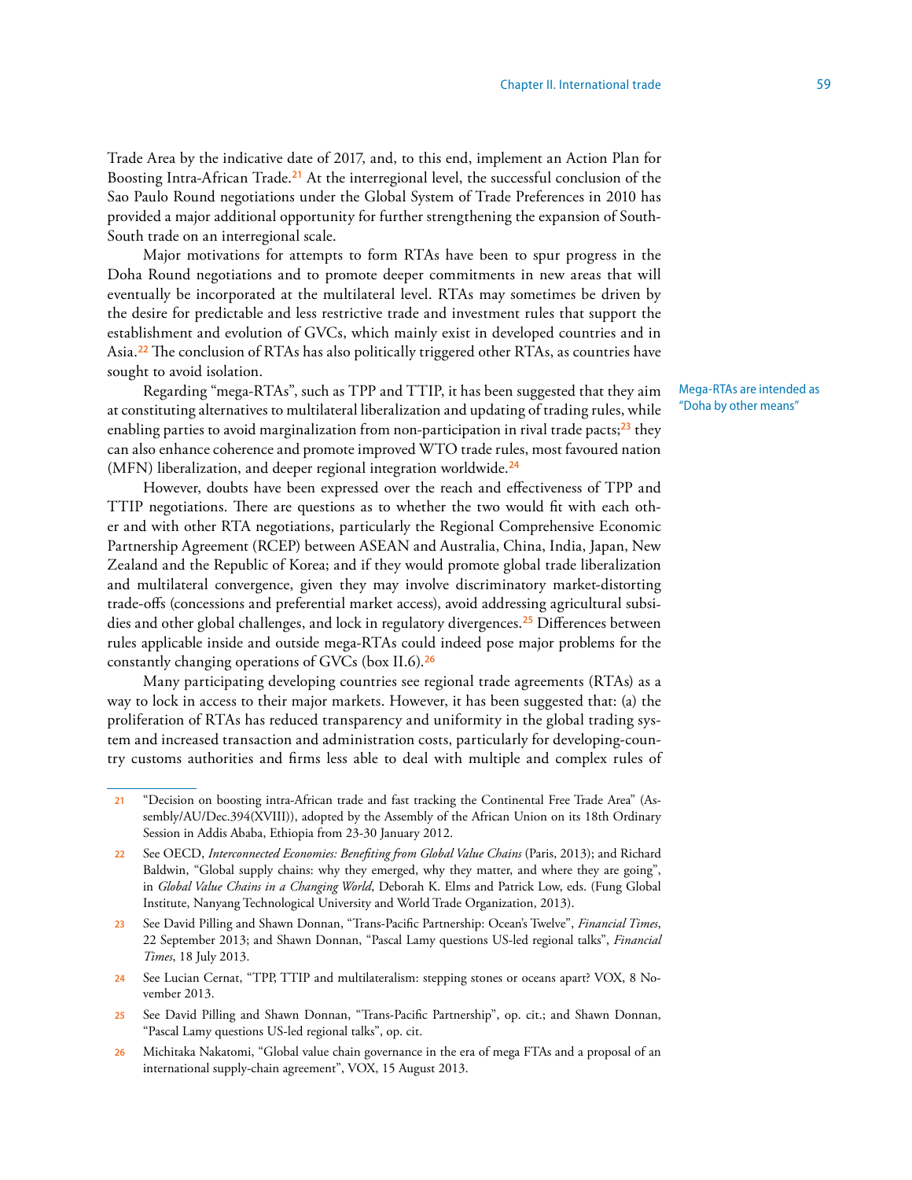Trade Area by the indicative date of 2017, and, to this end, implement an Action Plan for Boosting Intra-African Trade.[21] At the interregional level, the successful conclusion of the Sao Paulo Round negotiations under the Global System of Trade Preferences in 2010 has provided a major additional opportunity for further strengthening the expansion of South-South trade on an interregional scale.

Major motivations for attempts to form RTAs have been to spur progress in the Doha Round negotiations and to promote deeper commitments in new areas that will eventually be incorporated at the multilateral level. RTAs may sometimes be driven by the desire for predictable and less restrictive trade and investment rules that support the establishment and evolution of GVCs, which mainly exist in developed countries and in Asia.[22] The conclusion of RTAs has also politically triggered other RTAs, as countries have sought to avoid isolation.

Mega-RTAs are intended as "Doha by other means"

Regarding "mega-RTAs", such as TPP and TTIP, it has been suggested that they aim at constituting alternatives to multilateral liberalization and updating of trading rules, while enabling parties to avoid marginalization from non-participation in rival trade pacts;[23] they can also enhance coherence and promote improved WTO trade rules, most favoured nation (MFN) liberalization, and deeper regional integration worldwide.[24]

However, doubts have been expressed over the reach and effectiveness of TPP and TTIP negotiations. There are questions as to whether the two would fit with each other and with other RTA negotiations, particularly the Regional Comprehensive Economic Partnership Agreement (RCEP) between ASEAN and Australia, China, India, Japan, New Zealand and the Republic of Korea; and if they would promote global trade liberalization and multilateral convergence, given they may involve discriminatory market-distorting trade-offs (concessions and preferential market access), avoid addressing agricultural subsidies and other global challenges, and lock in regulatory divergences.[25] Differences between rules applicable inside and outside mega-RTAs could indeed pose major problems for the constantly changing operations of GVCs (box II.6).[26]

Many participating developing countries see regional trade agreements (RTAs) as a way to lock in access to their major markets. However, it has been suggested that: (a) the proliferation of RTAs has reduced transparency and uniformity in the global trading system and increased transaction and administration costs, particularly for developing-country customs authorities and firms less able to deal with multiple and complex rules of

---

21 "Decision on boosting intra-African trade and fast tracking the Continental Free Trade Area" (Assembly/AU/Dec.394(XVIII)), adopted by the Assembly of the African Union on its 18th Ordinary Session in Addis Ababa, Ethiopia from 23-30 January 2012.

22 See OECD, *Interconnected Economies: Benefiting from Global Value Chains* (Paris, 2013); and Richard Baldwin, "Global supply chains: why they emerged, why they matter, and where they are going", in *Global Value Chains in a Changing World*, Deborah K. Elms and Patrick Low, eds. (Fung Global Institute, Nanyang Technological University and World Trade Organization, 2013).

23 See David Pilling and Shawn Donnan, "Trans-Pacific Partnership: Ocean's Twelve", *Financial Times*, 22 September 2013; and Shawn Donnan, "Pascal Lamy questions US-led regional talks", *Financial Times*, 18 July 2013.

24 See Lucian Cernat, "TPP, TTIP and multilateralism: stepping stones or oceans apart? VOX, 8 November 2013.

25 See David Pilling and Shawn Donnan, "Trans-Pacific Partnership", op. cit.; and Shawn Donnan, "Pascal Lamy questions US-led regional talks", op. cit.

26 Michitaka Nakatomi, "Global value chain governance in the era of mega FTAs and a proposal of an international supply-chain agreement", VOX, 15 August 2013.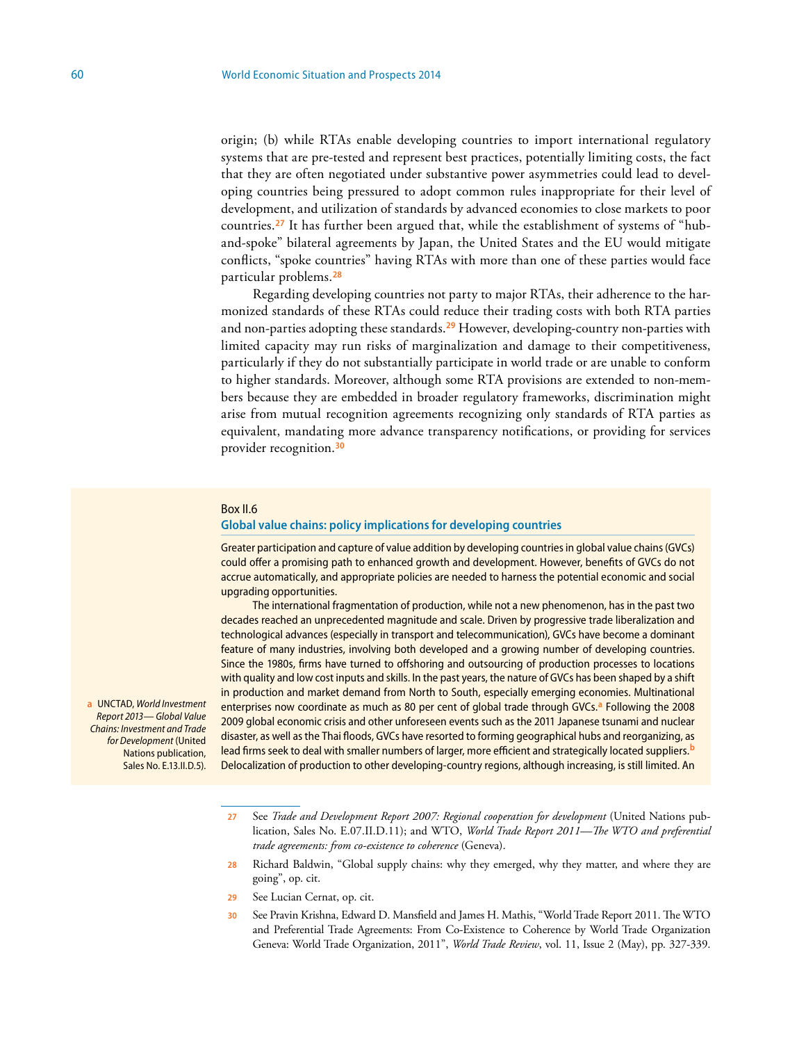origin; (b) while RTAs enable developing countries to import international regulatory systems that are pre-tested and represent best practices, potentially limiting costs, the fact that they are often negotiated under substantive power asymmetries could lead to developing countries being pressured to adopt common rules inappropriate for their level of development, and utilization of standards by advanced economies to close markets to poor countries.[27] It has further been argued that, while the establishment of systems of "hub-and-spoke" bilateral agreements by Japan, the United States and the EU would mitigate conflicts, "spoke countries" having RTAs with more than one of these parties would face particular problems.[28]

Regarding developing countries not party to major RTAs, their adherence to the harmonized standards of these RTAs could reduce their trading costs with both RTA parties and non-parties adopting these standards.[29] However, developing-country non-parties with limited capacity may run risks of marginalization and damage to their competitiveness, particularly if they do not substantially participate in world trade or are unable to conform to higher standards. Moreover, although some RTA provisions are extended to non-members because they are embedded in broader regulatory frameworks, discrimination might arise from mutual recognition agreements recognizing only standards of RTA parties as equivalent, mandating more advance transparency notifications, or providing for services provider recognition.[30]

Box II.6

### Global value chains: policy implications for developing countries

Greater participation and capture of value addition by developing countries in global value chains (GVCs) could offer a promising path to enhanced growth and development. However, benefits of GVCs do not accrue automatically, and appropriate policies are needed to harness the potential economic and social upgrading opportunities.

The international fragmentation of production, while not a new phenomenon, has in the past two decades reached an unprecedented magnitude and scale. Driven by progressive trade liberalization and technological advances (especially in transport and telecommunication), GVCs have become a dominant feature of many industries, involving both developed and a growing number of developing countries. Since the 1980s, firms have turned to offshoring and outsourcing of production processes to locations with quality and low cost inputs and skills. In the past years, the nature of GVCs has been shaped by a shift in production and market demand from North to South, especially emerging economies. Multinational enterprises now coordinate as much as 80 per cent of global trade through GVCs.[a] Following the 2008 2009 global economic crisis and other unforeseen events such as the 2011 Japanese tsunami and nuclear disaster, as well as the Thai floods, GVCs have resorted to forming geographical hubs and reorganizing, as lead firms seek to deal with smaller numbers of larger, more efficient and strategically located suppliers.[b] Delocalization of production to other developing-country regions, although increasing, is still limited. An

[a] UNCTAD, *World Investment Report 2013— Global Value Chains: Investment and Trade for Development* (United Nations publication, Sales No. E.13.II.D.5).

---

[27] See *Trade and Development Report 2007: Regional cooperation for development* (United Nations publication, Sales No. E.07.II.D.11); and WTO, *World Trade Report 2011—The WTO and preferential trade agreements: from co-existence to coherence* (Geneva).

[28] Richard Baldwin, "Global supply chains: why they emerged, why they matter, and where they are going", op. cit.

[29] See Lucian Cernat, op. cit.

[30] See Pravin Krishna, Edward D. Mansfield and James H. Mathis, "World Trade Report 2011. The WTO and Preferential Trade Agreements: From Co-Existence to Coherence by World Trade Organization Geneva: World Trade Organization, 2011", *World Trade Review*, vol. 11, Issue 2 (May), pp. 327-339.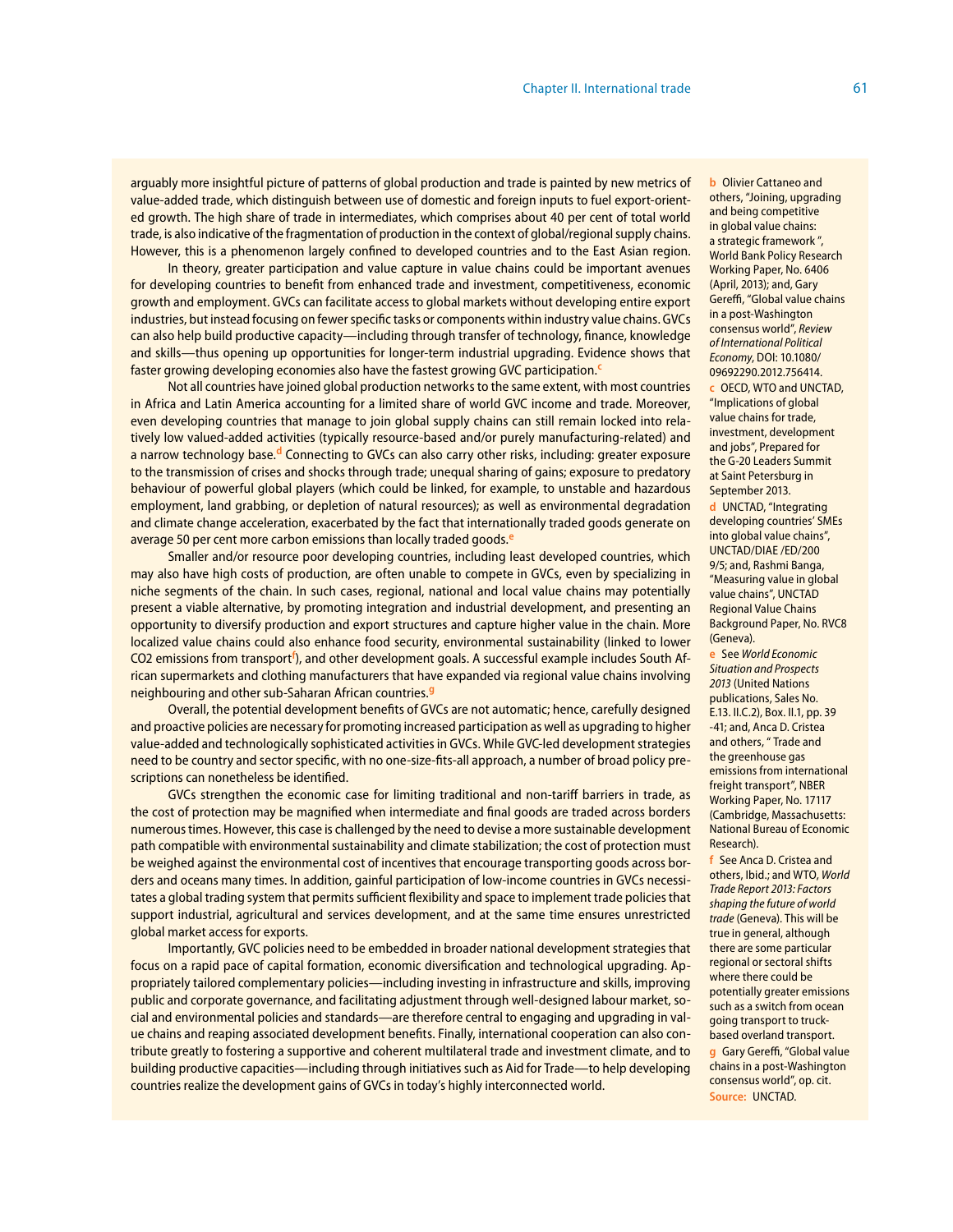arguably more insightful picture of patterns of global production and trade is painted by new metrics of value-added trade, which distinguish between use of domestic and foreign inputs to fuel export-oriented growth. The high share of trade in intermediates, which comprises about 40 per cent of total world trade, is also indicative of the fragmentation of production in the context of global/regional supply chains. However, this is a phenomenon largely confined to developed countries and to the East Asian region.

In theory, greater participation and value capture in value chains could be important avenues for developing countries to benefit from enhanced trade and investment, competitiveness, economic growth and employment. GVCs can facilitate access to global markets without developing entire export industries, but instead focusing on fewer specific tasks or components within industry value chains. GVCs can also help build productive capacity—including through transfer of technology, finance, knowledge and skills—thus opening up opportunities for longer-term industrial upgrading. Evidence shows that faster growing developing economies also have the fastest growing GVC participation.[c]

Not all countries have joined global production networks to the same extent, with most countries in Africa and Latin America accounting for a limited share of world GVC income and trade. Moreover, even developing countries that manage to join global supply chains can still remain locked into relatively low valued-added activities (typically resource-based and/or purely manufacturing-related) and a narrow technology base.[d] Connecting to GVCs can also carry other risks, including: greater exposure to the transmission of crises and shocks through trade; unequal sharing of gains; exposure to predatory behaviour of powerful global players (which could be linked, for example, to unstable and hazardous employment, land grabbing, or depletion of natural resources); as well as environmental degradation and climate change acceleration, exacerbated by the fact that internationally traded goods generate on average 50 per cent more carbon emissions than locally traded goods.[e]

Smaller and/or resource poor developing countries, including least developed countries, which may also have high costs of production, are often unable to compete in GVCs, even by specializing in niche segments of the chain. In such cases, regional, national and local value chains may potentially present a viable alternative, by promoting integration and industrial development, and presenting an opportunity to diversify production and export structures and capture higher value in the chain. More localized value chains could also enhance food security, environmental sustainability (linked to lower $CO_2$ emissions from transport[f]), and other development goals. A successful example includes South African supermarkets and clothing manufacturers that have expanded via regional value chains involving neighbouring and other sub-Saharan African countries.[g]

Overall, the potential development benefits of GVCs are not automatic; hence, carefully designed and proactive policies are necessary for promoting increased participation as well as upgrading to higher value-added and technologically sophisticated activities in GVCs. While GVC-led development strategies need to be country and sector specific, with no one-size-fits-all approach, a number of broad policy prescriptions can nonetheless be identified.

GVCs strengthen the economic case for limiting traditional and non-tariff barriers in trade, as the cost of protection may be magnified when intermediate and final goods are traded across borders numerous times. However, this case is challenged by the need to devise a more sustainable development path compatible with environmental sustainability and climate stabilization; the cost of protection must be weighed against the environmental cost of incentives that encourage transporting goods across borders and oceans many times. In addition, gainful participation of low-income countries in GVCs necessitates a global trading system that permits sufficient flexibility and space to implement trade policies that support industrial, agricultural and services development, and at the same time ensures unrestricted global market access for exports.

Importantly, GVC policies need to be embedded in broader national development strategies that focus on a rapid pace of capital formation, economic diversification and technological upgrading. Appropriately tailored complementary policies—including investing in infrastructure and skills, improving public and corporate governance, and facilitating adjustment through well-designed labour market, social and environmental policies and standards—are therefore central to engaging and upgrading in value chains and reaping associated development benefits. Finally, international cooperation can also contribute greatly to fostering a supportive and coherent multilateral trade and investment climate, and to building productive capacities—including through initiatives such as Aid for Trade—to help developing countries realize the development gains of GVCs in today's highly interconnected world.

b Olivier Cattaneo and others, "Joining, upgrading and being competitive in global value chains: a strategic framework ", World Bank Policy Research Working Paper, No. 6406 (April, 2013); and, Gary Gereffi, "Global value chains in a post-Washington consensus world", *Review of International Political Economy*, DOI: 10.1080/09692290.2012.756414.

c OECD, WTO and UNCTAD, "Implications of global value chains for trade, investment, development and jobs", Prepared for the G-20 Leaders Summit at Saint Petersburg in September 2013.

d UNCTAD, "Integrating developing countries' SMEs into global value chains", UNCTAD/DIAE /ED/200 9/5; and, Rashmi Banga, "Measuring value in global value chains", UNCTAD Regional Value Chains Background Paper, No. RVC8 (Geneva).

e See *World Economic Situation and Prospects 2013* (United Nations publications, Sales No. E.13. II.C.2), Box. II.1, pp. 39 -41; and, Anca D. Cristea and others, " Trade and the greenhouse gas emissions from international freight transport", NBER Working Paper, No. 17117 (Cambridge, Massachusetts: National Bureau of Economic Research).

f See Anca D. Cristea and others, Ibid.; and WTO, *World Trade Report 2013: Factors shaping the future of world trade* (Geneva). This will be true in general, although there are some particular regional or sectoral shifts where there could be potentially greater emissions such as a switch from ocean going transport to truck-based overland transport.

g Gary Gereffi, "Global value chains in a post-Washington consensus world", op. cit.

**Source:** UNCTAD.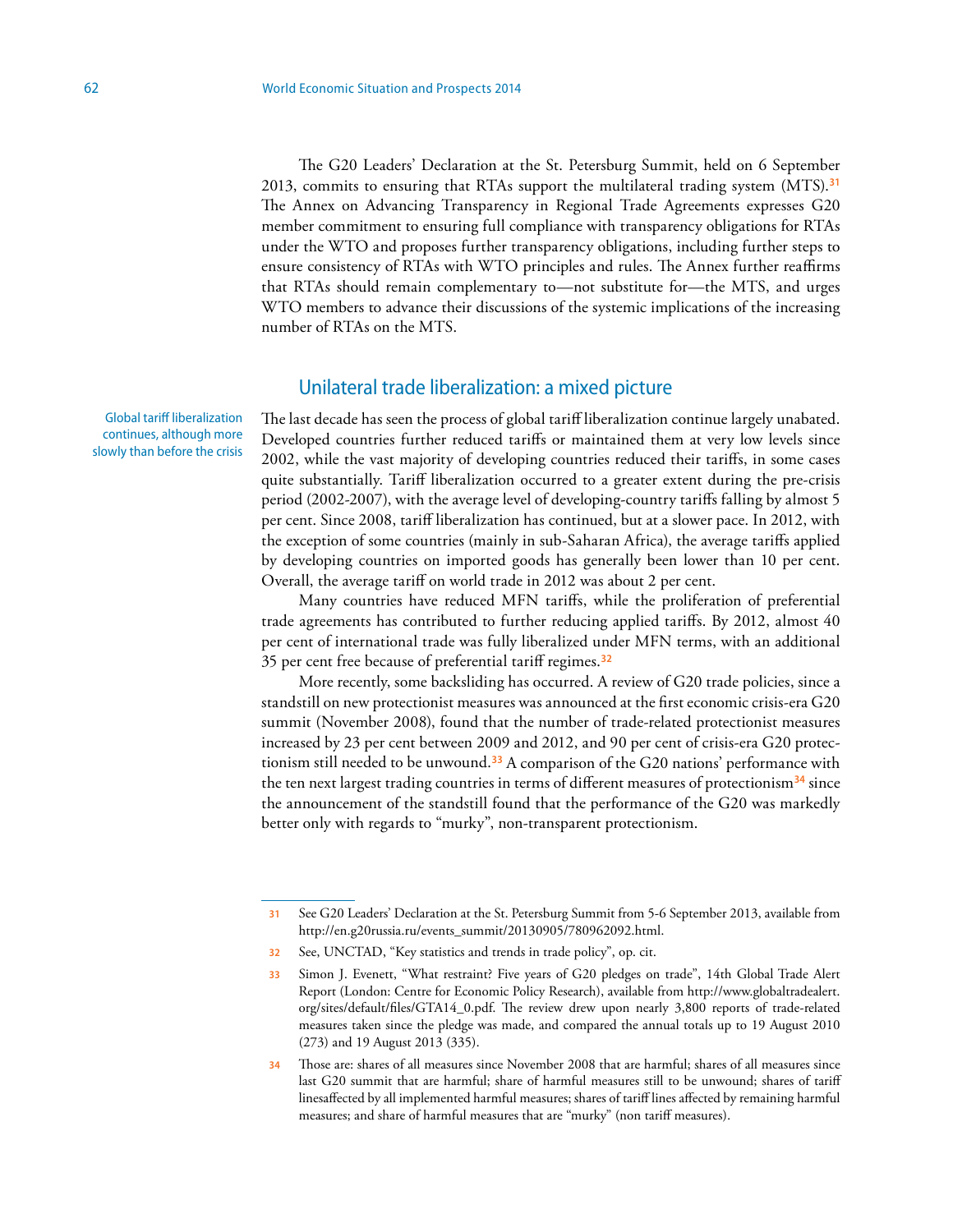The G20 Leaders' Declaration at the St. Petersburg Summit, held on 6 September 2013, commits to ensuring that RTAs support the multilateral trading system (MTS).[31] The Annex on Advancing Transparency in Regional Trade Agreements expresses G20 member commitment to ensuring full compliance with transparency obligations for RTAs under the WTO and proposes further transparency obligations, including further steps to ensure consistency of RTAs with WTO principles and rules. The Annex further reaffirms that RTAs should remain complementary to—not substitute for—the MTS, and urges WTO members to advance their discussions of the systemic implications of the increasing number of RTAs on the MTS.

## Unilateral trade liberalization: a mixed picture

Global tariff liberalization continues, although more slowly than before the crisis

The last decade has seen the process of global tariff liberalization continue largely unabated. Developed countries further reduced tariffs or maintained them at very low levels since 2002, while the vast majority of developing countries reduced their tariffs, in some cases quite substantially. Tariff liberalization occurred to a greater extent during the pre-crisis period (2002-2007), with the average level of developing-country tariffs falling by almost 5 per cent. Since 2008, tariff liberalization has continued, but at a slower pace. In 2012, with the exception of some countries (mainly in sub-Saharan Africa), the average tariffs applied by developing countries on imported goods has generally been lower than 10 per cent. Overall, the average tariff on world trade in 2012 was about 2 per cent.

Many countries have reduced MFN tariffs, while the proliferation of preferential trade agreements has contributed to further reducing applied tariffs. By 2012, almost 40 per cent of international trade was fully liberalized under MFN terms, with an additional 35 per cent free because of preferential tariff regimes.[32]

More recently, some backsliding has occurred. A review of G20 trade policies, since a standstill on new protectionist measures was announced at the first economic crisis-era G20 summit (November 2008), found that the number of trade-related protectionist measures increased by 23 per cent between 2009 and 2012, and 90 per cent of crisis-era G20 protectionism still needed to be unwound.[33] A comparison of the G20 nations' performance with the ten next largest trading countries in terms of different measures of protectionism[34] since the announcement of the standstill found that the performance of the G20 was markedly better only with regards to "murky", non-transparent protectionism.

---

31 See G20 Leaders' Declaration at the St. Petersburg Summit from 5-6 September 2013, available from http://en.g20russia.ru/events_summit/20130905/780962092.html.

32 See, UNCTAD, "Key statistics and trends in trade policy", op. cit.

33 Simon J. Evenett, "What restraint? Five years of G20 pledges on trade", 14th Global Trade Alert Report (London: Centre for Economic Policy Research), available from http://www.globaltradealert.org/sites/default/files/GTA14_0.pdf. The review drew upon nearly 3,800 reports of trade-related measures taken since the pledge was made, and compared the annual totals up to 19 August 2010 (273) and 19 August 2013 (335).

34 Those are: shares of all measures since November 2008 that are harmful; shares of all measures since last G20 summit that are harmful; share of harmful measures still to be unwound; shares of tariff linesaffected by all implemented harmful measures; shares of tariff lines affected by remaining harmful measures; and share of harmful measures that are "murky" (non tariff measures).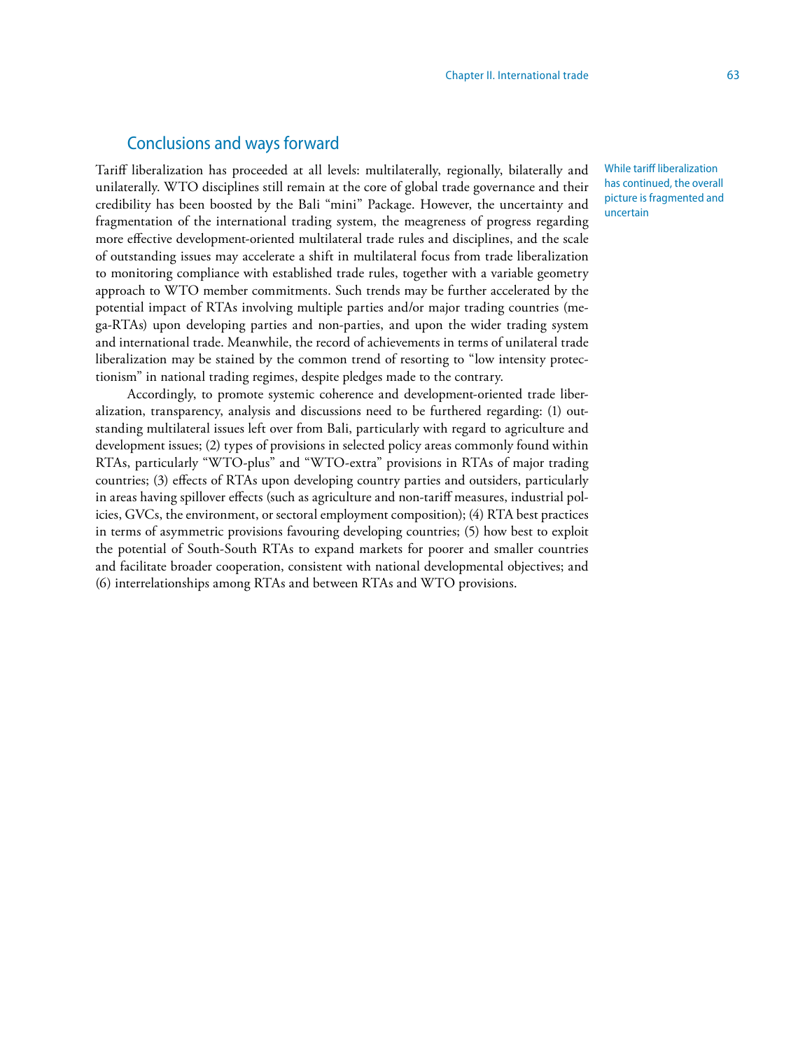## Conclusions and ways forward

While tariff liberalization has continued, the overall picture is fragmented and uncertain

Tariff liberalization has proceeded at all levels: multilaterally, regionally, bilaterally and unilaterally. WTO disciplines still remain at the core of global trade governance and their credibility has been boosted by the Bali "mini" Package. However, the uncertainty and fragmentation of the international trading system, the meagreness of progress regarding more effective development-oriented multilateral trade rules and disciplines, and the scale of outstanding issues may accelerate a shift in multilateral focus from trade liberalization to monitoring compliance with established trade rules, together with a variable geometry approach to WTO member commitments. Such trends may be further accelerated by the potential impact of RTAs involving multiple parties and/or major trading countries (mega-RTAs) upon developing parties and non-parties, and upon the wider trading system and international trade. Meanwhile, the record of achievements in terms of unilateral trade liberalization may be stained by the common trend of resorting to "low intensity protectionism" in national trading regimes, despite pledges made to the contrary.

Accordingly, to promote systemic coherence and development-oriented trade liberalization, transparency, analysis and discussions need to be furthered regarding: (1) outstanding multilateral issues left over from Bali, particularly with regard to agriculture and development issues; (2) types of provisions in selected policy areas commonly found within RTAs, particularly "WTO-plus" and "WTO-extra" provisions in RTAs of major trading countries; (3) effects of RTAs upon developing country parties and outsiders, particularly in areas having spillover effects (such as agriculture and non-tariff measures, industrial policies, GVCs, the environment, or sectoral employment composition); (4) RTA best practices in terms of asymmetric provisions favouring developing countries; (5) how best to exploit the potential of South-South RTAs to expand markets for poorer and smaller countries and facilitate broader cooperation, consistent with national developmental objectives; and (6) interrelationships among RTAs and between RTAs and WTO provisions.